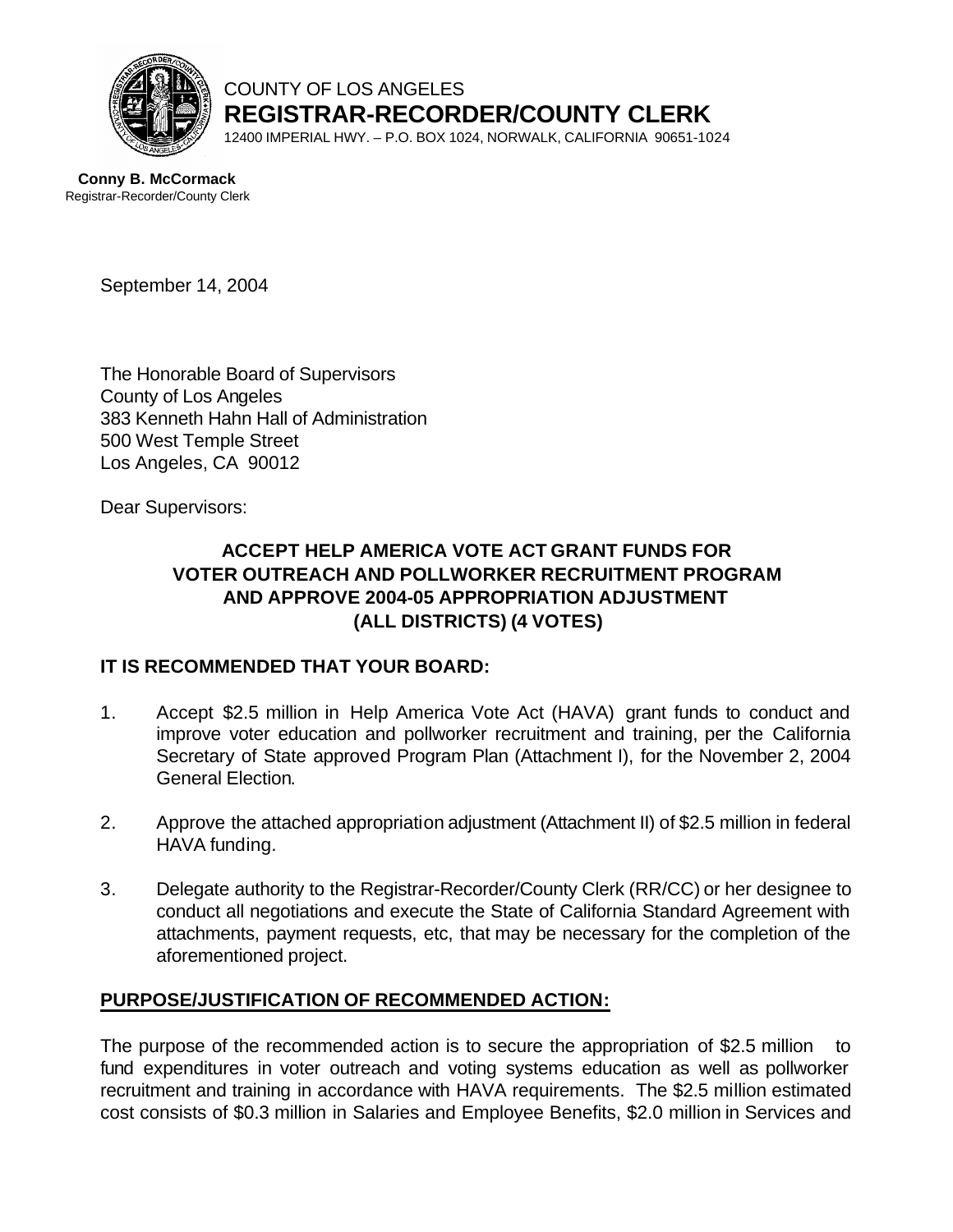COUNTY OF LOS ANGELES
**REGISTRAR-RECORDER/COUNTY CLERK**
12400 IMPERIAL HWY. – P.O. BOX 1024, NORWALK, CALIFORNIA 90651-1024

**Conny B. McCormack**
Registrar-Recorder/County Clerk

September 14, 2004

The Honorable Board of Supervisors
County of Los Angeles
383 Kenneth Hahn Hall of Administration
500 West Temple Street
Los Angeles, CA 90012

Dear Supervisors:

**ACCEPT HELP AMERICA VOTE ACT GRANT FUNDS FOR VOTER OUTREACH AND POLLWORKER RECRUITMENT PROGRAM AND APPROVE 2004-05 APPROPRIATION ADJUSTMENT (ALL DISTRICTS) (4 VOTES)**

**IT IS RECOMMENDED THAT YOUR BOARD:**

1. Accept $2.5 million in Help America Vote Act (HAVA) grant funds to conduct and improve voter education and pollworker recruitment and training, per the California Secretary of State approved Program Plan (Attachment I), for the November 2, 2004 General Election.
2. Approve the attached appropriation adjustment (Attachment II) of $2.5 million in federal HAVA funding.
3. Delegate authority to the Registrar-Recorder/County Clerk (RR/CC) or her designee to conduct all negotiations and execute the State of California Standard Agreement with attachments, payment requests, etc, that may be necessary for the completion of the aforementioned project.

**PURPOSE/JUSTIFICATION OF RECOMMENDED ACTION:**

The purpose of the recommended action is to secure the appropriation of $2.5 million to fund expenditures in voter outreach and voting systems education as well as pollworker recruitment and training in accordance with HAVA requirements. The $2.5 million estimated cost consists of $0.3 million in Salaries and Employee Benefits, $2.0 million in Services and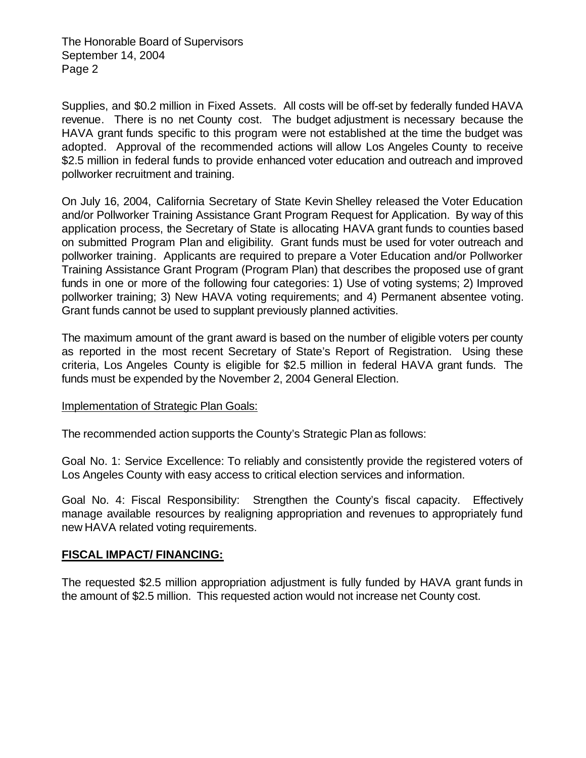Supplies, and $0.2 million in Fixed Assets. All costs will be off-set by federally funded HAVA revenue. There is no net County cost. The budget adjustment is necessary because the HAVA grant funds specific to this program were not established at the time the budget was adopted. Approval of the recommended actions will allow Los Angeles County to receive $2.5 million in federal funds to provide enhanced voter education and outreach and improved pollworker recruitment and training.

On July 16, 2004, California Secretary of State Kevin Shelley released the Voter Education and/or Pollworker Training Assistance Grant Program Request for Application. By way of this application process, the Secretary of State is allocating HAVA grant funds to counties based on submitted Program Plan and eligibility. Grant funds must be used for voter outreach and pollworker training. Applicants are required to prepare a Voter Education and/or Pollworker Training Assistance Grant Program (Program Plan) that describes the proposed use of grant funds in one or more of the following four categories: 1) Use of voting systems; 2) Improved pollworker training; 3) New HAVA voting requirements; and 4) Permanent absentee voting. Grant funds cannot be used to supplant previously planned activities.

The maximum amount of the grant award is based on the number of eligible voters per county as reported in the most recent Secretary of State's Report of Registration. Using these criteria, Los Angeles County is eligible for $2.5 million in federal HAVA grant funds. The funds must be expended by the November 2, 2004 General Election.

<u>Implementation of Strategic Plan Goals:</u>

The recommended action supports the County's Strategic Plan as follows:

Goal No. 1: Service Excellence: To reliably and consistently provide the registered voters of Los Angeles County with easy access to critical election services and information.

Goal No. 4: Fiscal Responsibility: Strengthen the County's fiscal capacity. Effectively manage available resources by realigning appropriation and revenues to appropriately fund new HAVA related voting requirements.

## FISCAL IMPACT/ FINANCING:

The requested $2.5 million appropriation adjustment is fully funded by HAVA grant funds in the amount of $2.5 million. This requested action would not increase net County cost.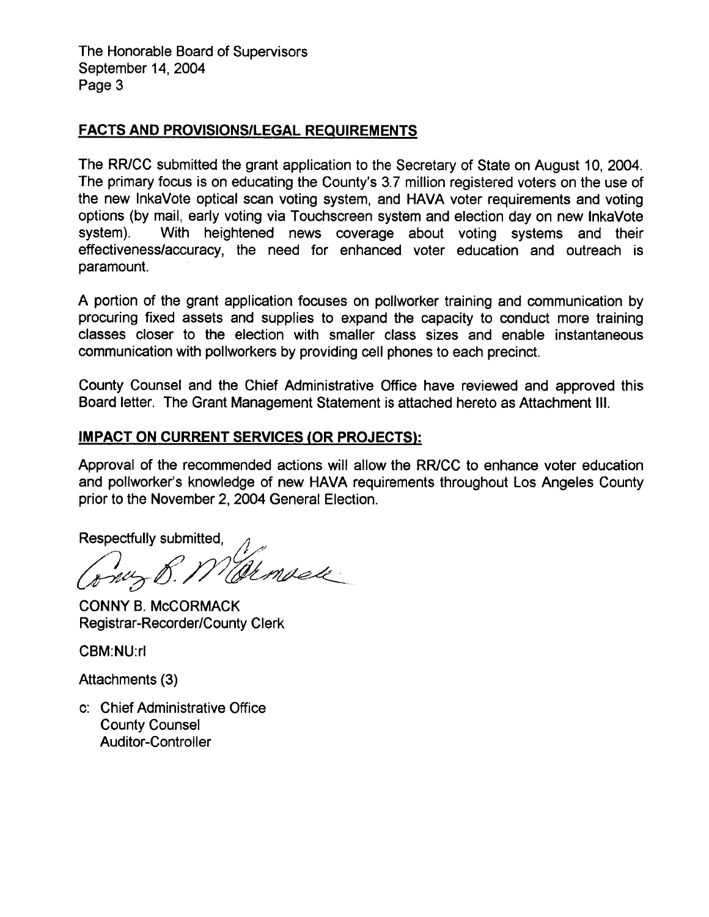## FACTS AND PROVISIONS/LEGAL REQUIREMENTS

The RR/CC submitted the grant application to the Secretary of State on August 10, 2004. The primary focus is on educating the County's 3.7 million registered voters on the use of the new InkaVote optical scan voting system, and HAVA voter requirements and voting options (by mail, early voting via Touchscreen system and election day on new InkaVote system). With heightened news coverage about voting systems and their effectiveness/accuracy, the need for enhanced voter education and outreach is paramount.

A portion of the grant application focuses on pollworker training and communication by procuring fixed assets and supplies to expand the capacity to conduct more training classes closer to the election with smaller class sizes and enable instantaneous communication with pollworkers by providing cell phones to each precinct.

County Counsel and the Chief Administrative Office have reviewed and approved this Board letter. The Grant Management Statement is attached hereto as Attachment III.

## IMPACT ON CURRENT SERVICES (OR PROJECTS):

Approval of the recommended actions will allow the RR/CC to enhance voter education and pollworker's knowledge of new HAVA requirements throughout Los Angeles County prior to the November 2, 2004 General Election.

Respectfully submitted,

CONNY B. McCORMACK
Registrar-Recorder/County Clerk

CBM:NU:rl

Attachments (3)

c: Chief Administrative Office
County Counsel
Auditor-Controller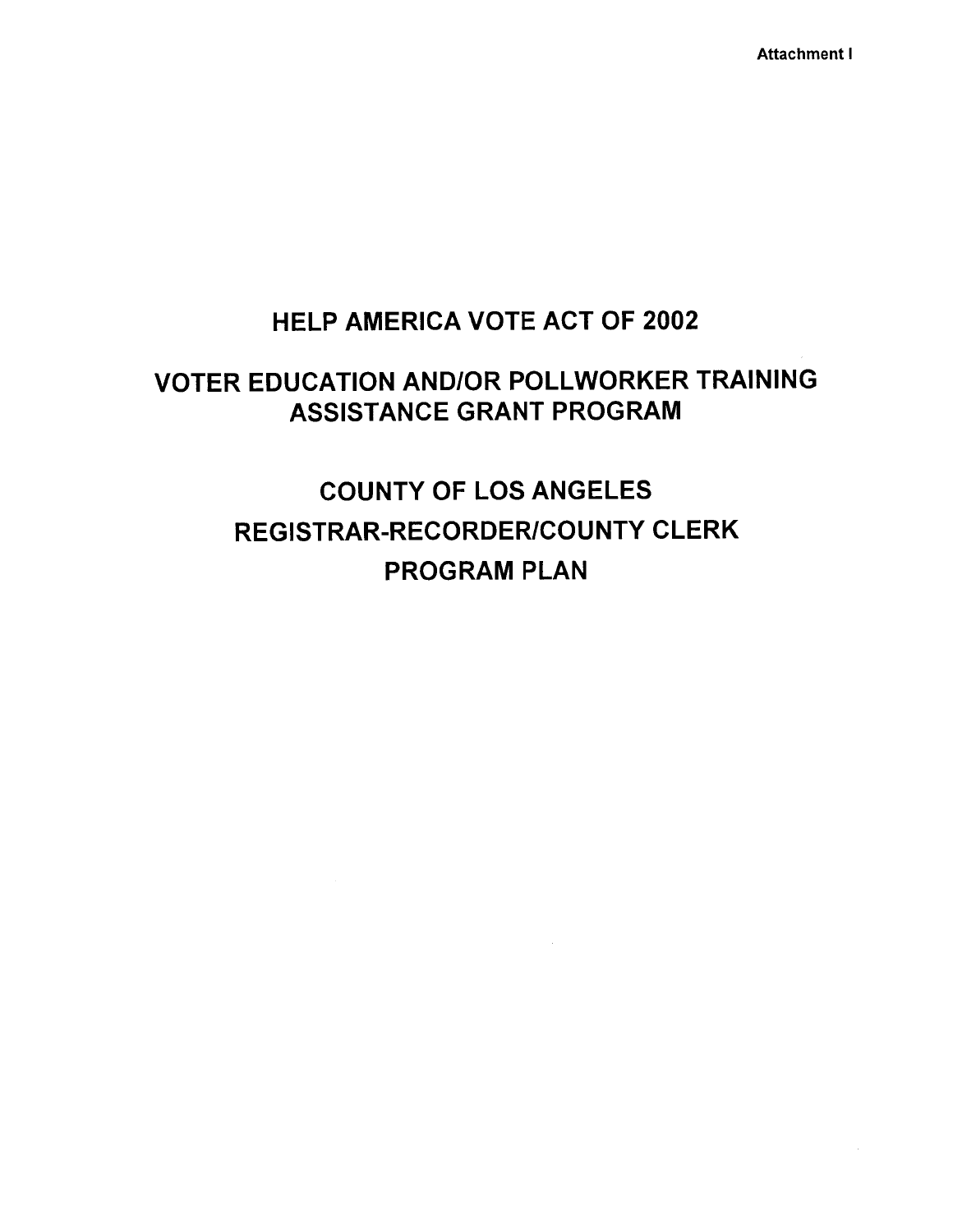Attachment I

# HELP AMERICA VOTE ACT OF 2002

## VOTER EDUCATION AND/OR POLLWORKER TRAINING ASSISTANCE GRANT PROGRAM

## COUNTY OF LOS ANGELES
## REGISTRAR-RECORDER/COUNTY CLERK
## PROGRAM PLAN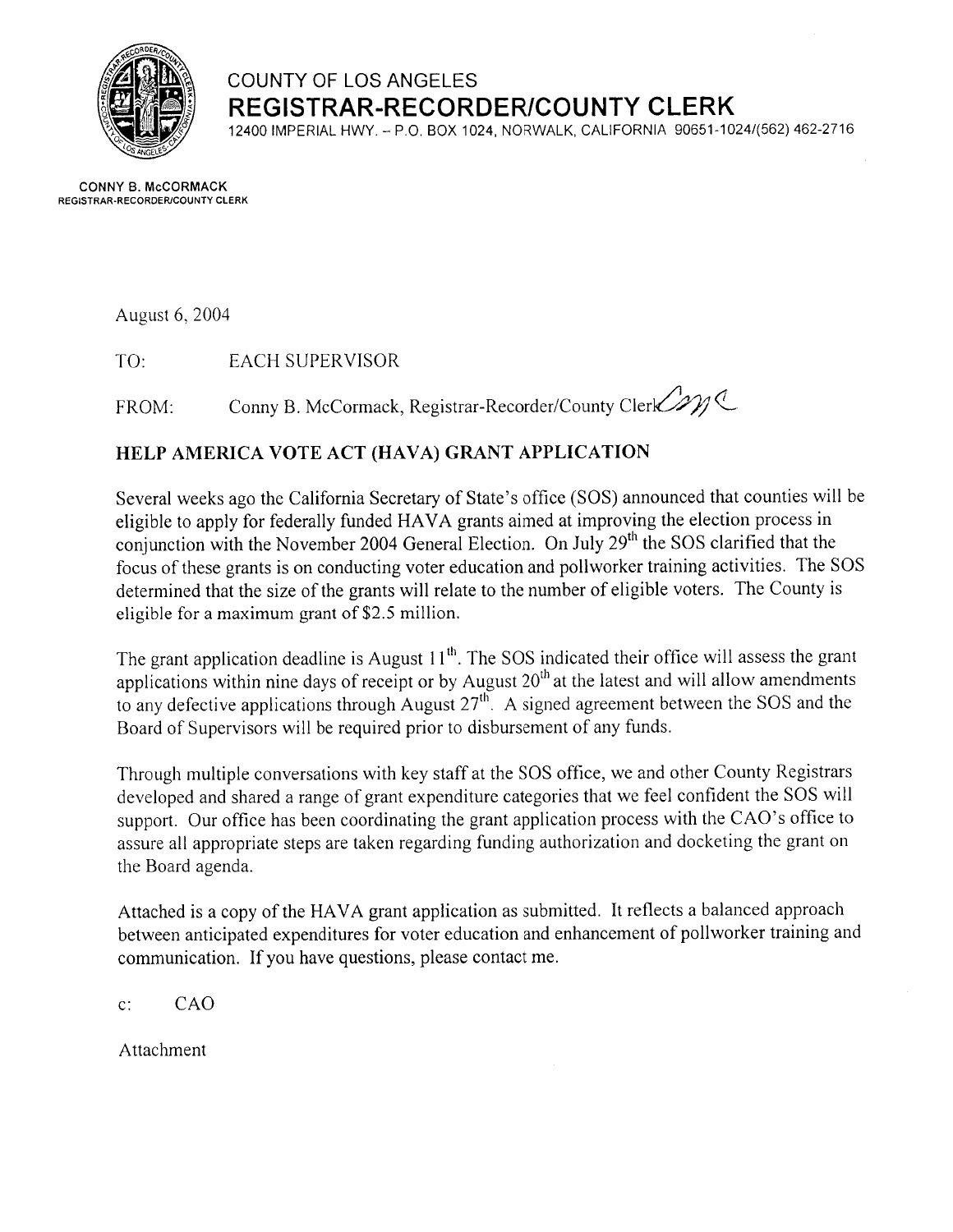# COUNTY OF LOS ANGELES
## REGISTRAR-RECORDER/COUNTY CLERK

12400 IMPERIAL HWY. – P.O. BOX 1024, NORWALK, CALIFORNIA 90651-1024/(562) 462-2716

**CONNY B. McCORMACK**
**REGISTRAR-RECORDER/COUNTY CLERK**

August 6, 2004

TO: EACH SUPERVISOR

FROM: Conny B. McCormack, Registrar-Recorder/County Clerk

**HELP AMERICA VOTE ACT (HAVA) GRANT APPLICATION**

Several weeks ago the California Secretary of State's office (SOS) announced that counties will be eligible to apply for federally funded HAVA grants aimed at improving the election process in conjunction with the November 2004 General Election. On July 29th the SOS clarified that the focus of these grants is on conducting voter education and pollworker training activities. The SOS determined that the size of the grants will relate to the number of eligible voters. The County is eligible for a maximum grant of $2.5 million.

The grant application deadline is August 11th. The SOS indicated their office will assess the grant applications within nine days of receipt or by August 20th at the latest and will allow amendments to any defective applications through August 27th. A signed agreement between the SOS and the Board of Supervisors will be required prior to disbursement of any funds.

Through multiple conversations with key staff at the SOS office, we and other County Registrars developed and shared a range of grant expenditure categories that we feel confident the SOS will support. Our office has been coordinating the grant application process with the CAO's office to assure all appropriate steps are taken regarding funding authorization and docketing the grant on the Board agenda.

Attached is a copy of the HAVA grant application as submitted. It reflects a balanced approach between anticipated expenditures for voter education and enhancement of pollworker training and communication. If you have questions, please contact me.

c: CAO

Attachment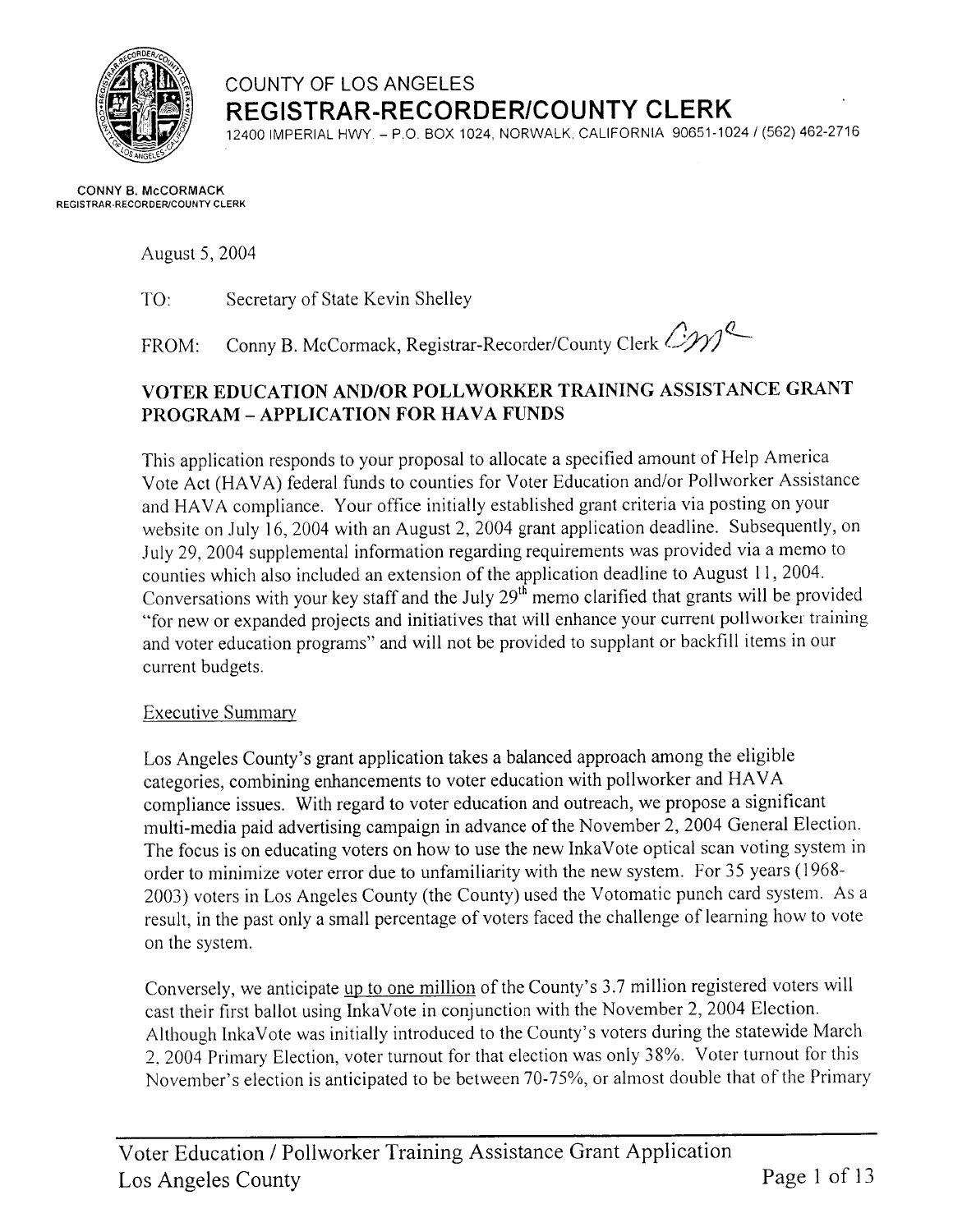COUNTY OF LOS ANGELES

**REGISTRAR-RECORDER/COUNTY CLERK**

12400 IMPERIAL HWY. – P.O. BOX 1024, NORWALK, CALIFORNIA 90651-1024 / (562) 462-2716

**CONNY B. McCORMACK**
**REGISTRAR-RECORDER/COUNTY CLERK**

August 5, 2004

TO: Secretary of State Kevin Shelley

FROM: Conny B. McCormack, Registrar-Recorder/County Clerk

## VOTER EDUCATION AND/OR POLLWORKER TRAINING ASSISTANCE GRANT PROGRAM – APPLICATION FOR HAVA FUNDS

This application responds to your proposal to allocate a specified amount of Help America Vote Act (HAVA) federal funds to counties for Voter Education and/or Pollworker Assistance and HAVA compliance. Your office initially established grant criteria via posting on your website on July 16, 2004 with an August 2, 2004 grant application deadline. Subsequently, on July 29, 2004 supplemental information regarding requirements was provided via a memo to counties which also included an extension of the application deadline to August 11, 2004. Conversations with your key staff and the July 29th memo clarified that grants will be provided "for new or expanded projects and initiatives that will enhance your current pollworker training and voter education programs" and will not be provided to supplant or backfill items in our current budgets.

Executive Summary

Los Angeles County's grant application takes a balanced approach among the eligible categories, combining enhancements to voter education with pollworker and HAVA compliance issues. With regard to voter education and outreach, we propose a significant multi-media paid advertising campaign in advance of the November 2, 2004 General Election. The focus is on educating voters on how to use the new InkaVote optical scan voting system in order to minimize voter error due to unfamiliarity with the new system. For 35 years (1968-2003) voters in Los Angeles County (the County) used the Votomatic punch card system. As a result, in the past only a small percentage of voters faced the challenge of learning how to vote on the system.

Conversely, we anticipate up to one million of the County's 3.7 million registered voters will cast their first ballot using InkaVote in conjunction with the November 2, 2004 Election. Although InkaVote was initially introduced to the County's voters during the statewide March 2, 2004 Primary Election, voter turnout for that election was only 38%. Voter turnout for this November's election is anticipated to be between 70-75%, or almost double that of the Primary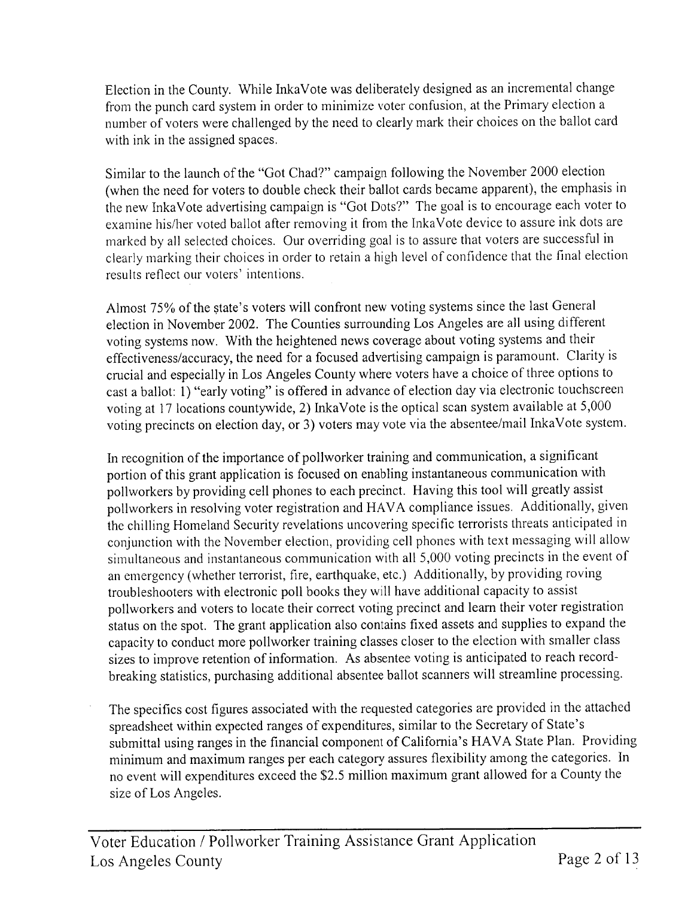Election in the County. While InkaVote was deliberately designed as an incremental change from the punch card system in order to minimize voter confusion, at the Primary election a number of voters were challenged by the need to clearly mark their choices on the ballot card with ink in the assigned spaces.

Similar to the launch of the "Got Chad?" campaign following the November 2000 election (when the need for voters to double check their ballot cards became apparent), the emphasis in the new InkaVote advertising campaign is "Got Dots?" The goal is to encourage each voter to examine his/her voted ballot after removing it from the InkaVote device to assure ink dots are marked by all selected choices. Our overriding goal is to assure that voters are successful in clearly marking their choices in order to retain a high level of confidence that the final election results reflect our voters' intentions.

Almost 75% of the state's voters will confront new voting systems since the last General election in November 2002. The Counties surrounding Los Angeles are all using different voting systems now. With the heightened news coverage about voting systems and their effectiveness/accuracy, the need for a focused advertising campaign is paramount. Clarity is crucial and especially in Los Angeles County where voters have a choice of three options to cast a ballot: 1) "early voting" is offered in advance of election day via electronic touchscreen voting at 17 locations countywide, 2) InkaVote is the optical scan system available at 5,000 voting precincts on election day, or 3) voters may vote via the absentee/mail InkaVote system.

In recognition of the importance of pollworker training and communication, a significant portion of this grant application is focused on enabling instantaneous communication with pollworkers by providing cell phones to each precinct. Having this tool will greatly assist pollworkers in resolving voter registration and HAVA compliance issues. Additionally, given the chilling Homeland Security revelations uncovering specific terrorists threats anticipated in conjunction with the November election, providing cell phones with text messaging will allow simultaneous and instantaneous communication with all 5,000 voting precincts in the event of an emergency (whether terrorist, fire, earthquake, etc.) Additionally, by providing roving troubleshooters with electronic poll books they will have additional capacity to assist pollworkers and voters to locate their correct voting precinct and learn their voter registration status on the spot. The grant application also contains fixed assets and supplies to expand the capacity to conduct more pollworker training classes closer to the election with smaller class sizes to improve retention of information. As absentee voting is anticipated to reach record-breaking statistics, purchasing additional absentee ballot scanners will streamline processing.

The specifics cost figures associated with the requested categories are provided in the attached spreadsheet within expected ranges of expenditures, similar to the Secretary of State's submittal using ranges in the financial component of California's HAVA State Plan. Providing minimum and maximum ranges per each category assures flexibility among the categories. In no event will expenditures exceed the $2.5 million maximum grant allowed for a County the size of Los Angeles.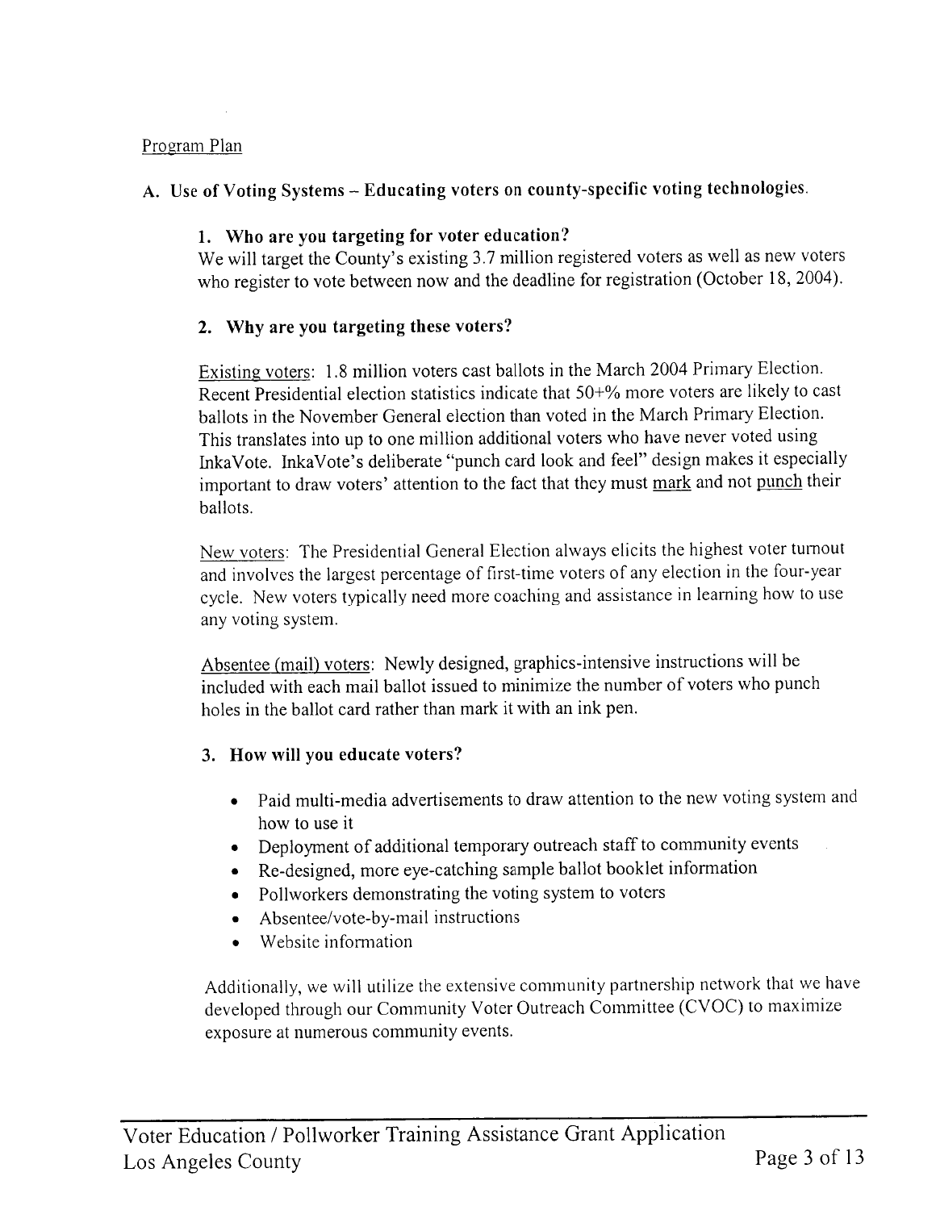Program Plan

## A. Use of Voting Systems – Educating voters on county-specific voting technologies.

### 1. Who are you targeting for voter education?

We will target the County's existing 3.7 million registered voters as well as new voters who register to vote between now and the deadline for registration (October 18, 2004).

### 2. Why are you targeting these voters?

Existing voters: 1.8 million voters cast ballots in the March 2004 Primary Election. Recent Presidential election statistics indicate that 50+% more voters are likely to cast ballots in the November General election than voted in the March Primary Election. This translates into up to one million additional voters who have never voted using InkaVote. InkaVote's deliberate "punch card look and feel" design makes it especially important to draw voters' attention to the fact that they must mark and not punch their ballots.

New voters: The Presidential General Election always elicits the highest voter turnout and involves the largest percentage of first-time voters of any election in the four-year cycle. New voters typically need more coaching and assistance in learning how to use any voting system.

Absentee (mail) voters: Newly designed, graphics-intensive instructions will be included with each mail ballot issued to minimize the number of voters who punch holes in the ballot card rather than mark it with an ink pen.

### 3. How will you educate voters?

- Paid multi-media advertisements to draw attention to the new voting system and how to use it
- Deployment of additional temporary outreach staff to community events
- Re-designed, more eye-catching sample ballot booklet information
- Pollworkers demonstrating the voting system to voters
- Absentee/vote-by-mail instructions
- Website information

Additionally, we will utilize the extensive community partnership network that we have developed through our Community Voter Outreach Committee (CVOC) to maximize exposure at numerous community events.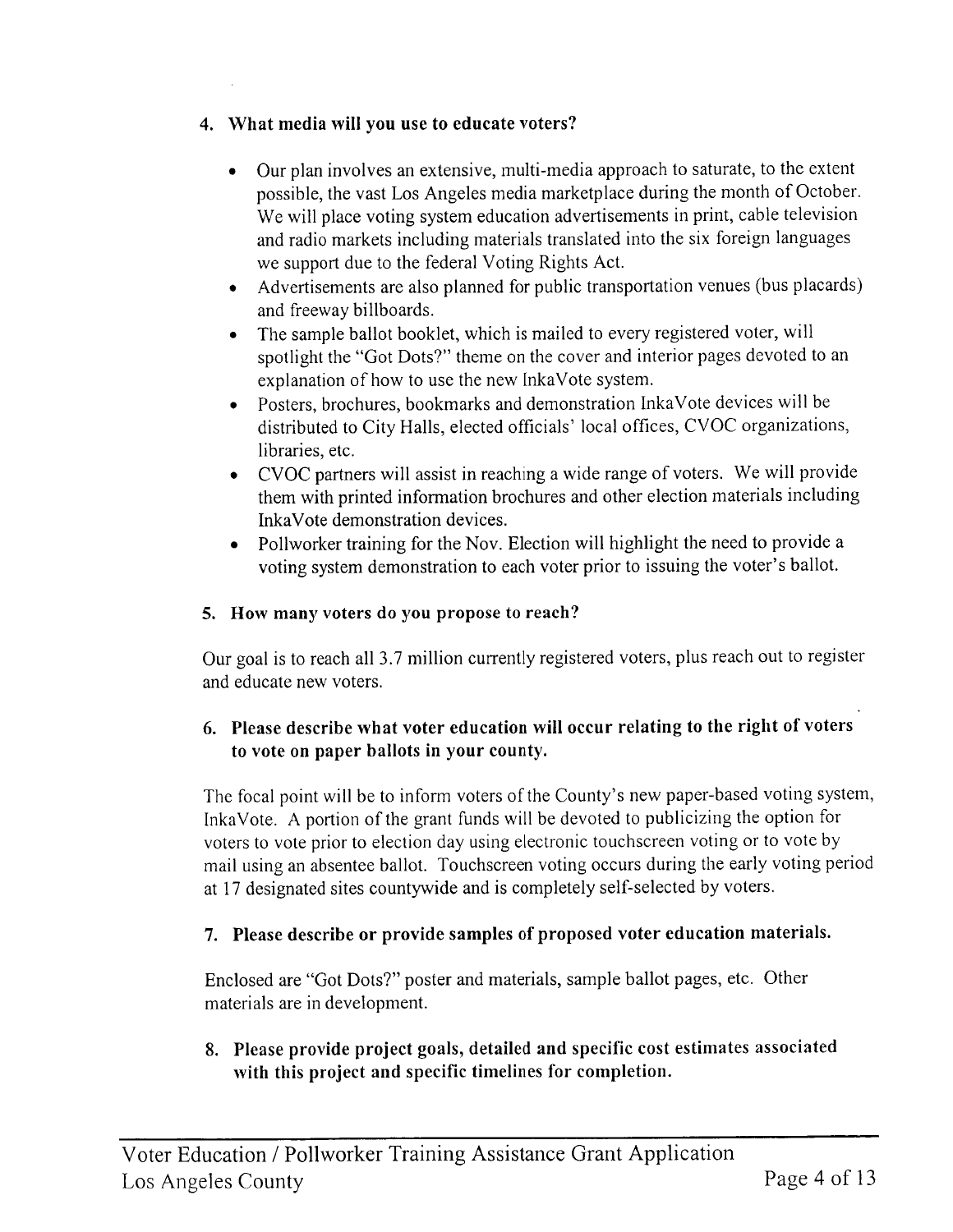4. **What media will you use to educate voters?**

   - Our plan involves an extensive, multi-media approach to saturate, to the extent possible, the vast Los Angeles media marketplace during the month of October. We will place voting system education advertisements in print, cable television and radio markets including materials translated into the six foreign languages we support due to the federal Voting Rights Act.
   - Advertisements are also planned for public transportation venues (bus placards) and freeway billboards.
   - The sample ballot booklet, which is mailed to every registered voter, will spotlight the "Got Dots?" theme on the cover and interior pages devoted to an explanation of how to use the new InkaVote system.
   - Posters, brochures, bookmarks and demonstration InkaVote devices will be distributed to City Halls, elected officials' local offices, CVOC organizations, libraries, etc.
   - CVOC partners will assist in reaching a wide range of voters. We will provide them with printed information brochures and other election materials including InkaVote demonstration devices.
   - Pollworker training for the Nov. Election will highlight the need to provide a voting system demonstration to each voter prior to issuing the voter's ballot.

5. **How many voters do you propose to reach?**

   Our goal is to reach all 3.7 million currently registered voters, plus reach out to register and educate new voters.

6. **Please describe what voter education will occur relating to the right of voters to vote on paper ballots in your county.**

   The focal point will be to inform voters of the County's new paper-based voting system, InkaVote. A portion of the grant funds will be devoted to publicizing the option for voters to vote prior to election day using electronic touchscreen voting or to vote by mail using an absentee ballot. Touchscreen voting occurs during the early voting period at 17 designated sites countywide and is completely self-selected by voters.

7. **Please describe or provide samples of proposed voter education materials.**

   Enclosed are "Got Dots?" poster and materials, sample ballot pages, etc. Other materials are in development.

8. **Please provide project goals, detailed and specific cost estimates associated with this project and specific timelines for completion.**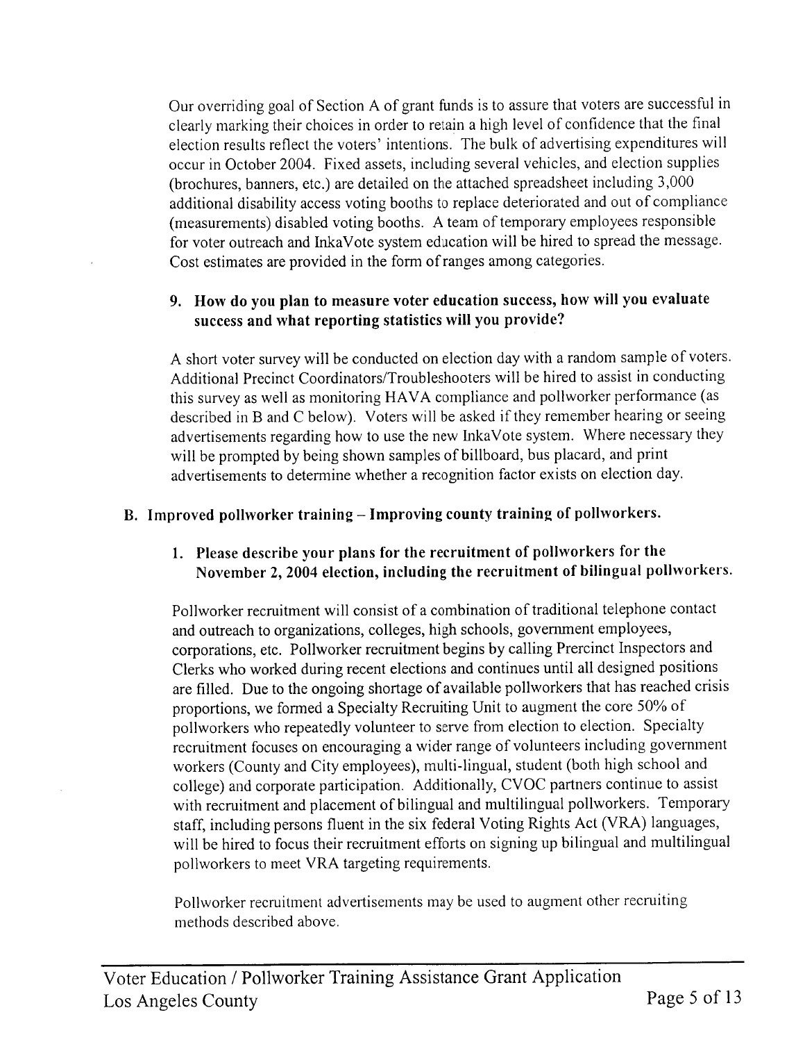Our overriding goal of Section A of grant funds is to assure that voters are successful in clearly marking their choices in order to retain a high level of confidence that the final election results reflect the voters' intentions. The bulk of advertising expenditures will occur in October 2004. Fixed assets, including several vehicles, and election supplies (brochures, banners, etc.) are detailed on the attached spreadsheet including 3,000 additional disability access voting booths to replace deteriorated and out of compliance (measurements) disabled voting booths. A team of temporary employees responsible for voter outreach and InkaVote system education will be hired to spread the message. Cost estimates are provided in the form of ranges among categories.

### 9. How do you plan to measure voter education success, how will you evaluate success and what reporting statistics will you provide?

A short voter survey will be conducted on election day with a random sample of voters. Additional Precinct Coordinators/Troubleshooters will be hired to assist in conducting this survey as well as monitoring HAVA compliance and pollworker performance (as described in B and C below). Voters will be asked if they remember hearing or seeing advertisements regarding how to use the new InkaVote system. Where necessary they will be prompted by being shown samples of billboard, bus placard, and print advertisements to determine whether a recognition factor exists on election day.

## B. Improved pollworker training – Improving county training of pollworkers.

### 1. Please describe your plans for the recruitment of pollworkers for the November 2, 2004 election, including the recruitment of bilingual pollworkers.

Pollworker recruitment will consist of a combination of traditional telephone contact and outreach to organizations, colleges, high schools, government employees, corporations, etc. Pollworker recruitment begins by calling Prercinct Inspectors and Clerks who worked during recent elections and continues until all designed positions are filled. Due to the ongoing shortage of available pollworkers that has reached crisis proportions, we formed a Specialty Recruiting Unit to augment the core 50% of pollworkers who repeatedly volunteer to serve from election to election. Specialty recruitment focuses on encouraging a wider range of volunteers including government workers (County and City employees), multi-lingual, student (both high school and college) and corporate participation. Additionally, CVOC partners continue to assist with recruitment and placement of bilingual and multilingual pollworkers. Temporary staff, including persons fluent in the six federal Voting Rights Act (VRA) languages, will be hired to focus their recruitment efforts on signing up bilingual and multilingual pollworkers to meet VRA targeting requirements.

Pollworker recruitment advertisements may be used to augment other recruiting methods described above.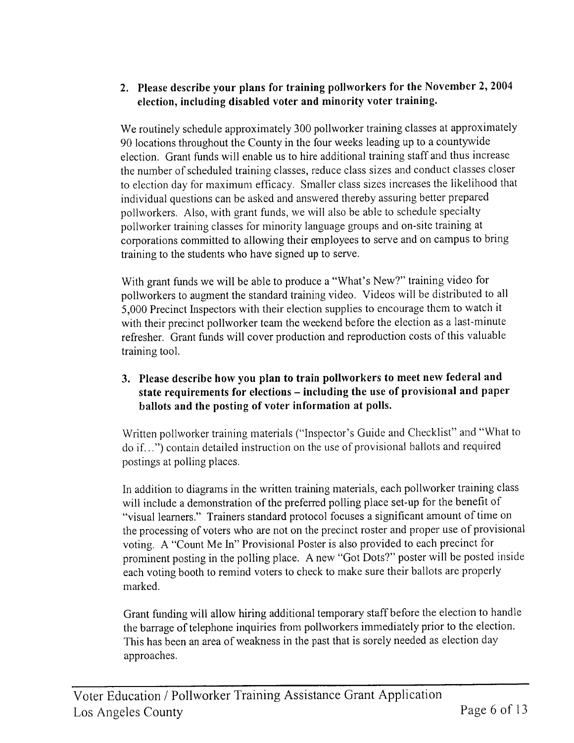2. **Please describe your plans for training pollworkers for the November 2, 2004 election, including disabled voter and minority voter training.**

We routinely schedule approximately 300 pollworker training classes at approximately 90 locations throughout the County in the four weeks leading up to a countywide election. Grant funds will enable us to hire additional training staff and thus increase the number of scheduled training classes, reduce class sizes and conduct classes closer to election day for maximum efficacy. Smaller class sizes increases the likelihood that individual questions can be asked and answered thereby assuring better prepared pollworkers. Also, with grant funds, we will also be able to schedule specialty pollworker training classes for minority language groups and on-site training at corporations committed to allowing their employees to serve and on campus to bring training to the students who have signed up to serve.

With grant funds we will be able to produce a "What's New?" training video for pollworkers to augment the standard training video. Videos will be distributed to all 5,000 Precinct Inspectors with their election supplies to encourage them to watch it with their precinct pollworker team the weekend before the election as a last-minute refresher. Grant funds will cover production and reproduction costs of this valuable training tool.

3. **Please describe how you plan to train pollworkers to meet new federal and state requirements for elections – including the use of provisional and paper ballots and the posting of voter information at polls.**

Written pollworker training materials ("Inspector's Guide and Checklist" and "What to do if…") contain detailed instruction on the use of provisional ballots and required postings at polling places.

In addition to diagrams in the written training materials, each pollworker training class will include a demonstration of the preferred polling place set-up for the benefit of "visual learners." Trainers standard protocol focuses a significant amount of time on the processing of voters who are not on the precinct roster and proper use of provisional voting. A "Count Me In" Provisional Poster is also provided to each precinct for prominent posting in the polling place. A new "Got Dots?" poster will be posted inside each voting booth to remind voters to check to make sure their ballots are properly marked.

Grant funding will allow hiring additional temporary staff before the election to handle the barrage of telephone inquiries from pollworkers immediately prior to the election. This has been an area of weakness in the past that is sorely needed as election day approaches.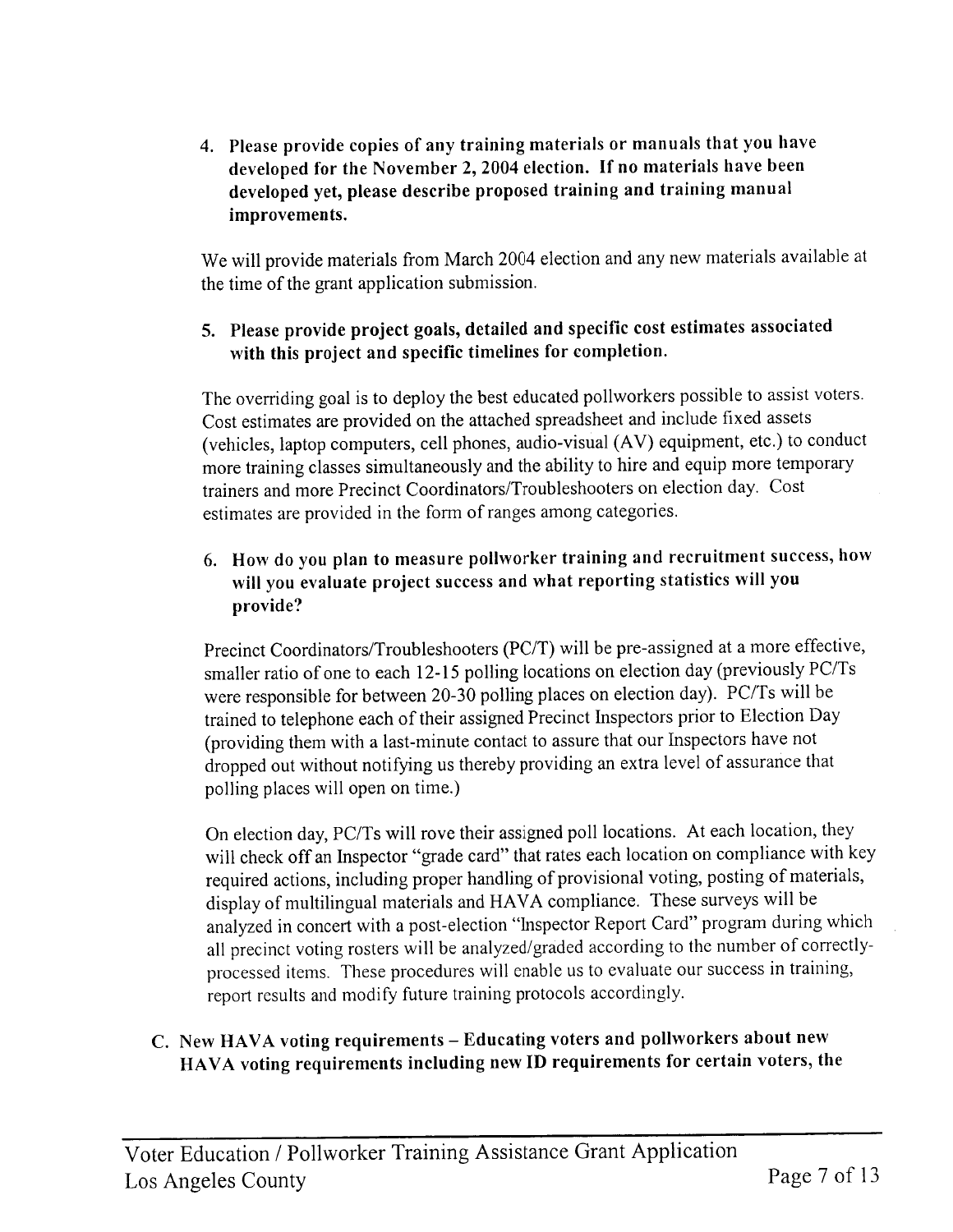4. **Please provide copies of any training materials or manuals that you have developed for the November 2, 2004 election. If no materials have been developed yet, please describe proposed training and training manual improvements.**

We will provide materials from March 2004 election and any new materials available at the time of the grant application submission.

5. **Please provide project goals, detailed and specific cost estimates associated with this project and specific timelines for completion.**

The overriding goal is to deploy the best educated pollworkers possible to assist voters. Cost estimates are provided on the attached spreadsheet and include fixed assets (vehicles, laptop computers, cell phones, audio-visual (AV) equipment, etc.) to conduct more training classes simultaneously and the ability to hire and equip more temporary trainers and more Precinct Coordinators/Troubleshooters on election day. Cost estimates are provided in the form of ranges among categories.

6. **How do you plan to measure pollworker training and recruitment success, how will you evaluate project success and what reporting statistics will you provide?**

Precinct Coordinators/Troubleshooters (PC/T) will be pre-assigned at a more effective, smaller ratio of one to each 12-15 polling locations on election day (previously PC/Ts were responsible for between 20-30 polling places on election day). PC/Ts will be trained to telephone each of their assigned Precinct Inspectors prior to Election Day (providing them with a last-minute contact to assure that our Inspectors have not dropped out without notifying us thereby providing an extra level of assurance that polling places will open on time.)

On election day, PC/Ts will rove their assigned poll locations. At each location, they will check off an Inspector "grade card" that rates each location on compliance with key required actions, including proper handling of provisional voting, posting of materials, display of multilingual materials and HAVA compliance. These surveys will be analyzed in concert with a post-election "Inspector Report Card" program during which all precinct voting rosters will be analyzed/graded according to the number of correctly-processed items. These procedures will enable us to evaluate our success in training, report results and modify future training protocols accordingly.

C. **New HAVA voting requirements – Educating voters and pollworkers about new HAVA voting requirements including new ID requirements for certain voters, the**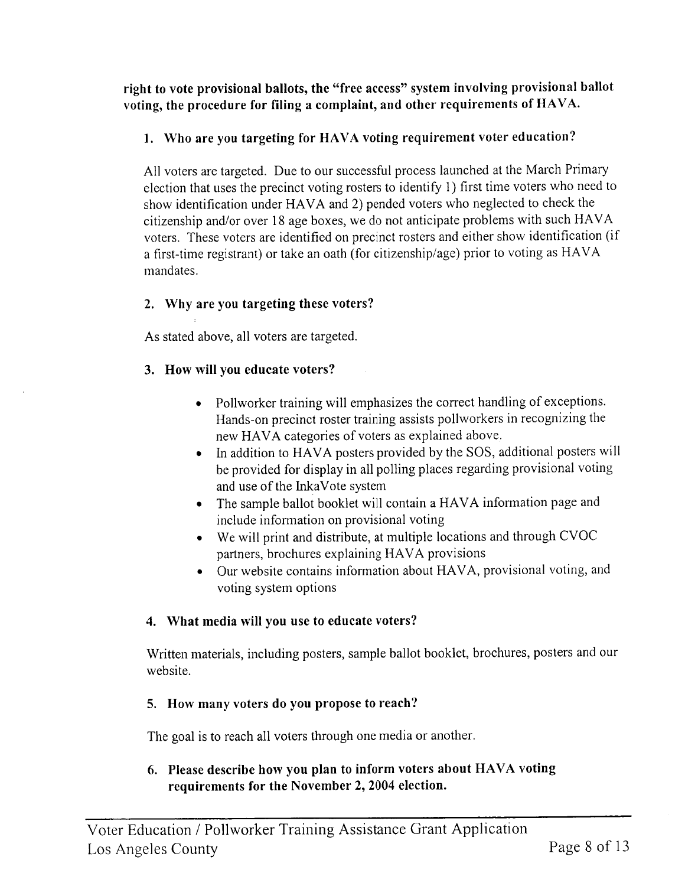**right to vote provisional ballots, the "free access" system involving provisional ballot voting, the procedure for filing a complaint, and other requirements of HAVA.**

1. **Who are you targeting for HAVA voting requirement voter education?**

   All voters are targeted. Due to our successful process launched at the March Primary election that uses the precinct voting rosters to identify 1) first time voters who need to show identification under HAVA and 2) pended voters who neglected to check the citizenship and/or over 18 age boxes, we do not anticipate problems with such HAVA voters. These voters are identified on precinct rosters and either show identification (if a first-time registrant) or take an oath (for citizenship/age) prior to voting as HAVA mandates.

2. **Why are you targeting these voters?**

   As stated above, all voters are targeted.

3. **How will you educate voters?**

   - Pollworker training will emphasizes the correct handling of exceptions. Hands-on precinct roster training assists pollworkers in recognizing the new HAVA categories of voters as explained above.
   - In addition to HAVA posters provided by the SOS, additional posters will be provided for display in all polling places regarding provisional voting and use of the InkaVote system
   - The sample ballot booklet will contain a HAVA information page and include information on provisional voting
   - We will print and distribute, at multiple locations and through CVOC partners, brochures explaining HAVA provisions
   - Our website contains information about HAVA, provisional voting, and voting system options

4. **What media will you use to educate voters?**

   Written materials, including posters, sample ballot booklet, brochures, posters and our website.

5. **How many voters do you propose to reach?**

   The goal is to reach all voters through one media or another.

6. **Please describe how you plan to inform voters about HAVA voting requirements for the November 2, 2004 election.**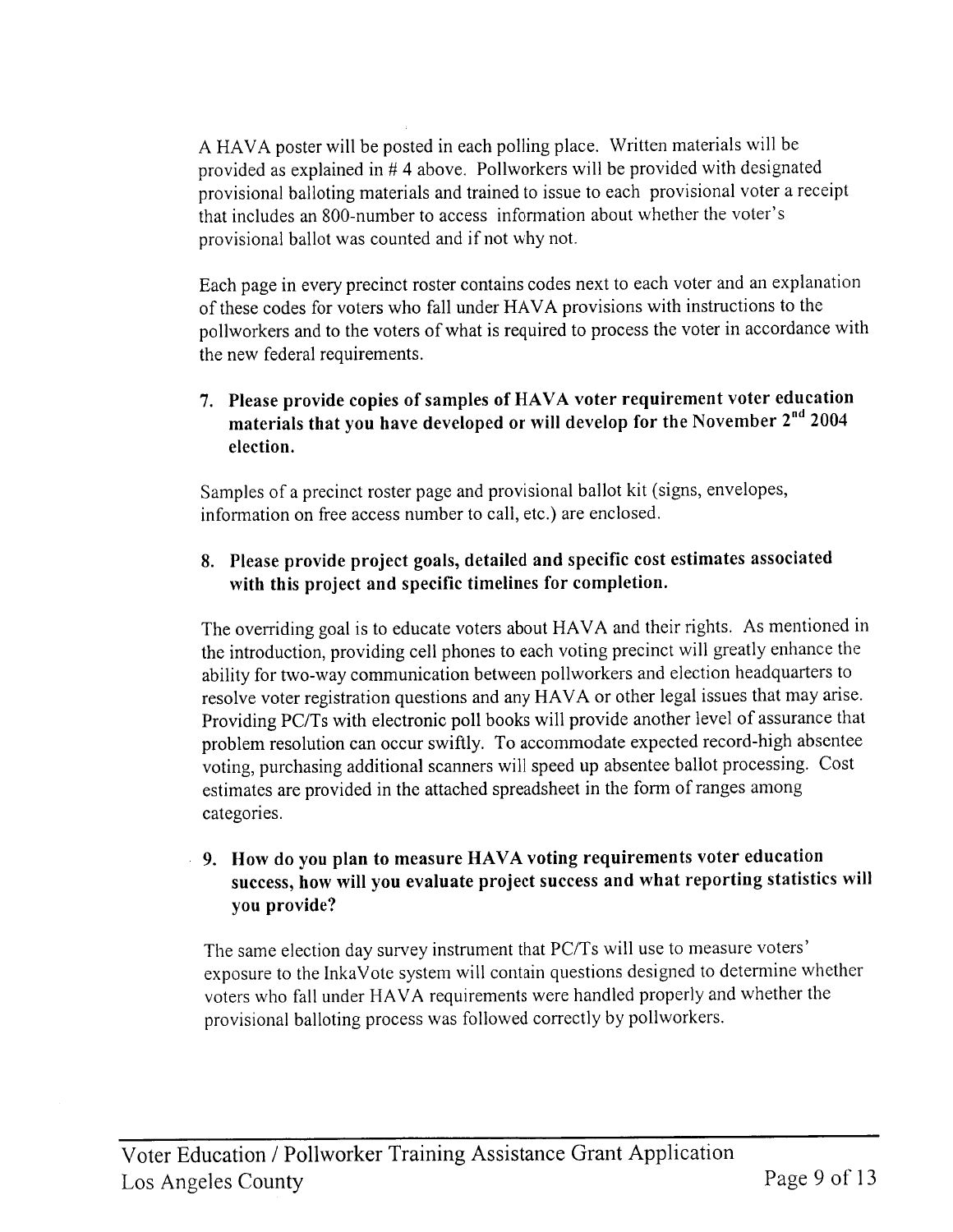A HAVA poster will be posted in each polling place. Written materials will be provided as explained in # 4 above. Pollworkers will be provided with designated provisional balloting materials and trained to issue to each provisional voter a receipt that includes an 800-number to access information about whether the voter's provisional ballot was counted and if not why not.

Each page in every precinct roster contains codes next to each voter and an explanation of these codes for voters who fall under HAVA provisions with instructions to the pollworkers and to the voters of what is required to process the voter in accordance with the new federal requirements.

**7. Please provide copies of samples of HAVA voter requirement voter education materials that you have developed or will develop for the November 2nd 2004 election.**

Samples of a precinct roster page and provisional ballot kit (signs, envelopes, information on free access number to call, etc.) are enclosed.

**8. Please provide project goals, detailed and specific cost estimates associated with this project and specific timelines for completion.**

The overriding goal is to educate voters about HAVA and their rights. As mentioned in the introduction, providing cell phones to each voting precinct will greatly enhance the ability for two-way communication between pollworkers and election headquarters to resolve voter registration questions and any HAVA or other legal issues that may arise. Providing PC/Ts with electronic poll books will provide another level of assurance that problem resolution can occur swiftly. To accommodate expected record-high absentee voting, purchasing additional scanners will speed up absentee ballot processing. Cost estimates are provided in the attached spreadsheet in the form of ranges among categories.

**9. How do you plan to measure HAVA voting requirements voter education success, how will you evaluate project success and what reporting statistics will you provide?**

The same election day survey instrument that PC/Ts will use to measure voters' exposure to the InkaVote system will contain questions designed to determine whether voters who fall under HAVA requirements were handled properly and whether the provisional balloting process was followed correctly by pollworkers.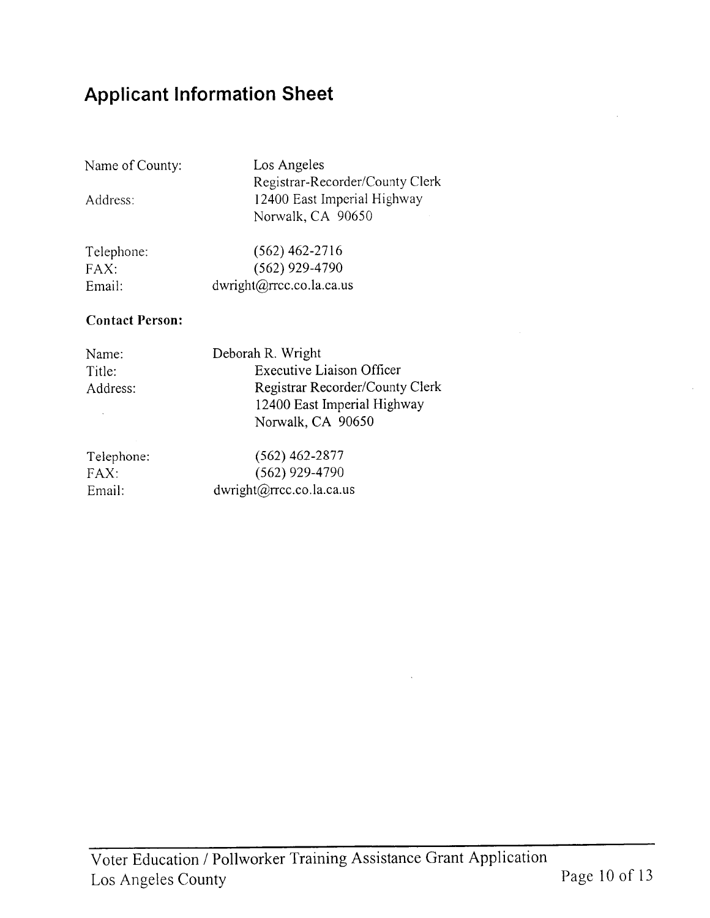## Applicant Information Sheet

| | |
|---|---|
| Name of County: | Los Angeles<br>Registrar-Recorder/County Clerk |
| Address: | 12400 East Imperial Highway<br>Norwalk, CA 90650 |
| Telephone: | (562) 462-2716 |
| FAX: | (562) 929-4790 |
| Email: | dwright@rrcc.co.la.ca.us |

**Contact Person:**

| | |
|---|---|
| Name: | Deborah R. Wright |
| Title: | Executive Liaison Officer |
| Address: | Registrar Recorder/County Clerk<br>12400 East Imperial Highway<br>Norwalk, CA 90650 |
| Telephone: | (562) 462-2877 |
| FAX: | (562) 929-4790 |
| Email: | dwright@rrcc.co.la.ca.us |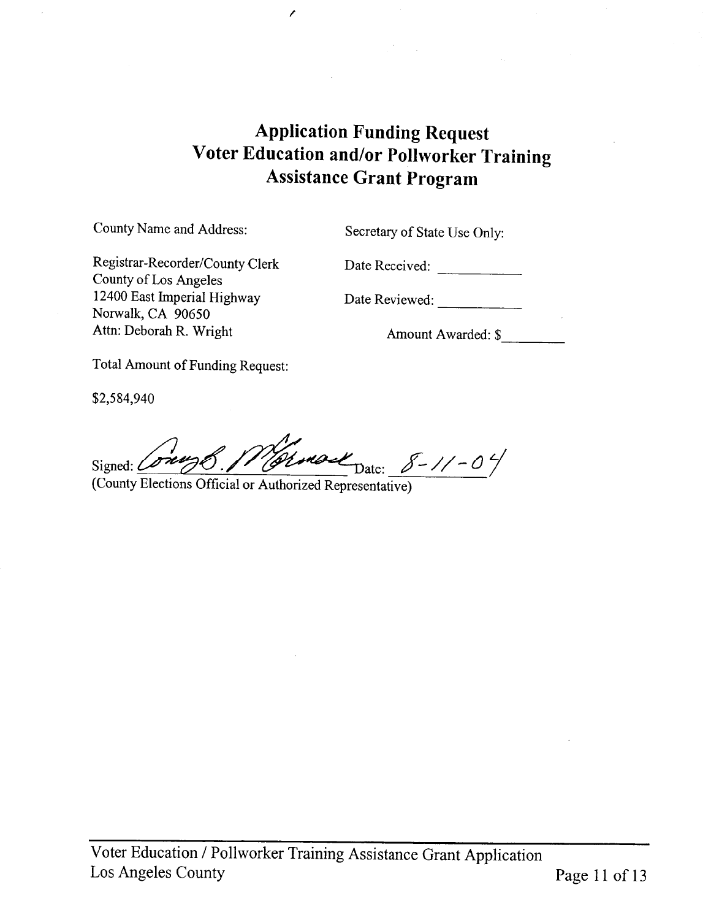# Application Funding Request
# Voter Education and/or Pollworker Training
# Assistance Grant Program

County Name and Address:

Registrar-Recorder/County Clerk
County of Los Angeles
12400 East Imperial Highway
Norwalk, CA 90650
Attn: Deborah R. Wright

Secretary of State Use Only:

Date Received: ___________

Date Reviewed: ___________

Amount Awarded: $________

Total Amount of Funding Request:

$2,584,940

Signed: Conny B. McCormack Date: 8-11-04
(County Elections Official or Authorized Representative)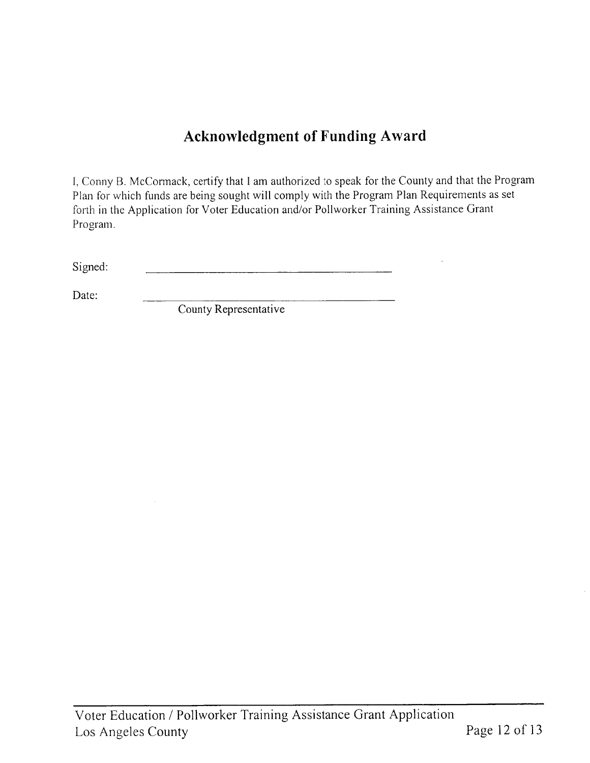# Acknowledgment of Funding Award

I, Conny B. McCormack, certify that I am authorized to speak for the County and that the Program Plan for which funds are being sought will comply with the Program Plan Requirements as set forth in the Application for Voter Education and/or Pollworker Training Assistance Grant Program.

Signed: ________________________________________

Date: ________________________________________

County Representative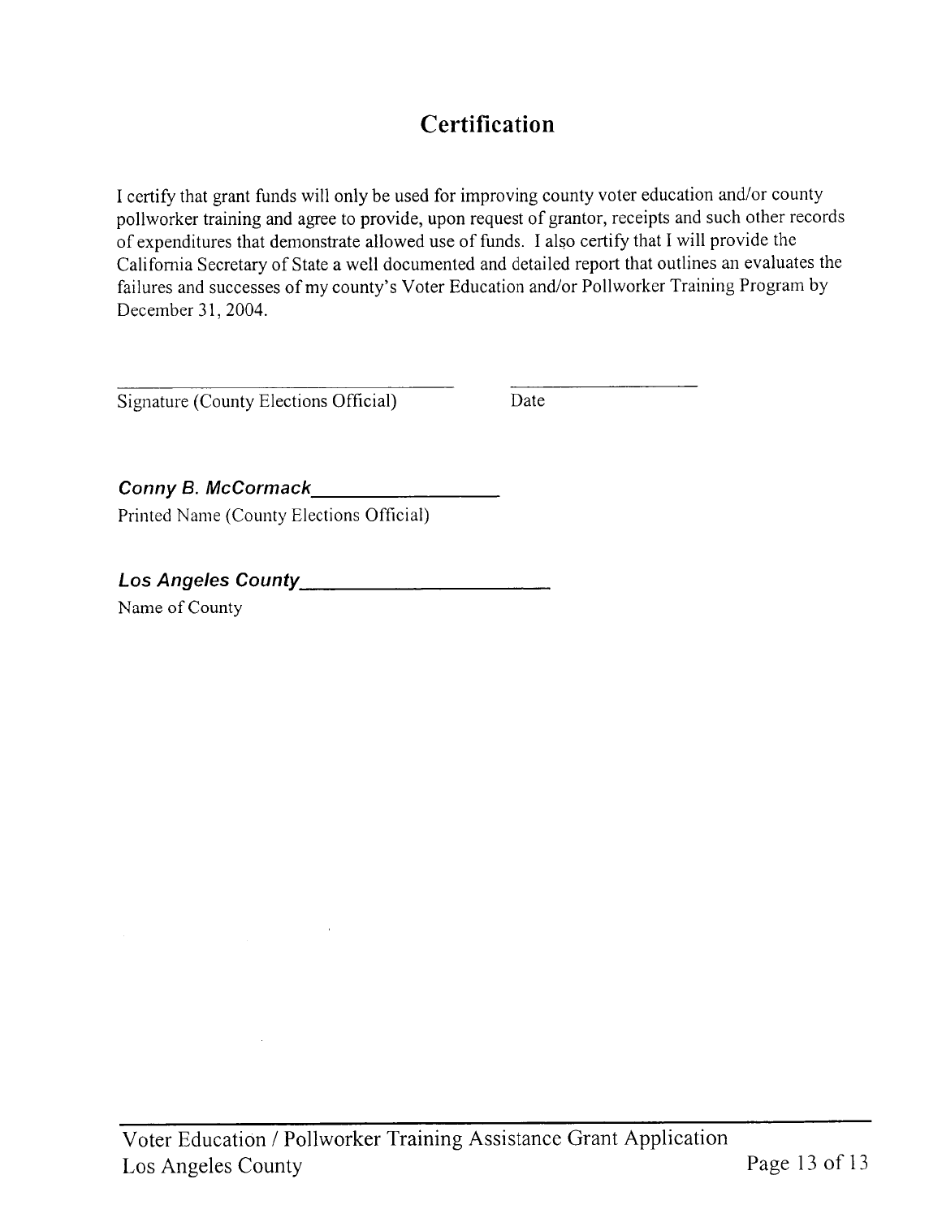# Certification

I certify that grant funds will only be used for improving county voter education and/or county pollworker training and agree to provide, upon request of grantor, receipts and such other records of expenditures that demonstrate allowed use of funds. I also certify that I will provide the California Secretary of State a well documented and detailed report that outlines an evaluates the failures and successes of my county's Voter Education and/or Pollworker Training Program by December 31, 2004.

\_\_\_\_\_\_\_\_\_\_\_\_\_\_\_\_\_\_\_\_\_\_\_\_\_\_\_\_\_\_\_\_\_\_\_\_\_\_ &nbsp;&nbsp;&nbsp;&nbsp; \_\_\_\_\_\_\_\_\_\_\_\_\_\_\_\_\_\_\_\_

Signature (County Elections Official) &nbsp;&nbsp;&nbsp;&nbsp; Date

***Conny B. McCormack*** \_\_\_\_\_\_\_\_\_\_\_\_\_\_\_\_\_\_

Printed Name (County Elections Official)

***Los Angeles County*** \_\_\_\_\_\_\_\_\_\_\_\_\_\_\_\_\_\_\_\_\_\_\_\_

Name of County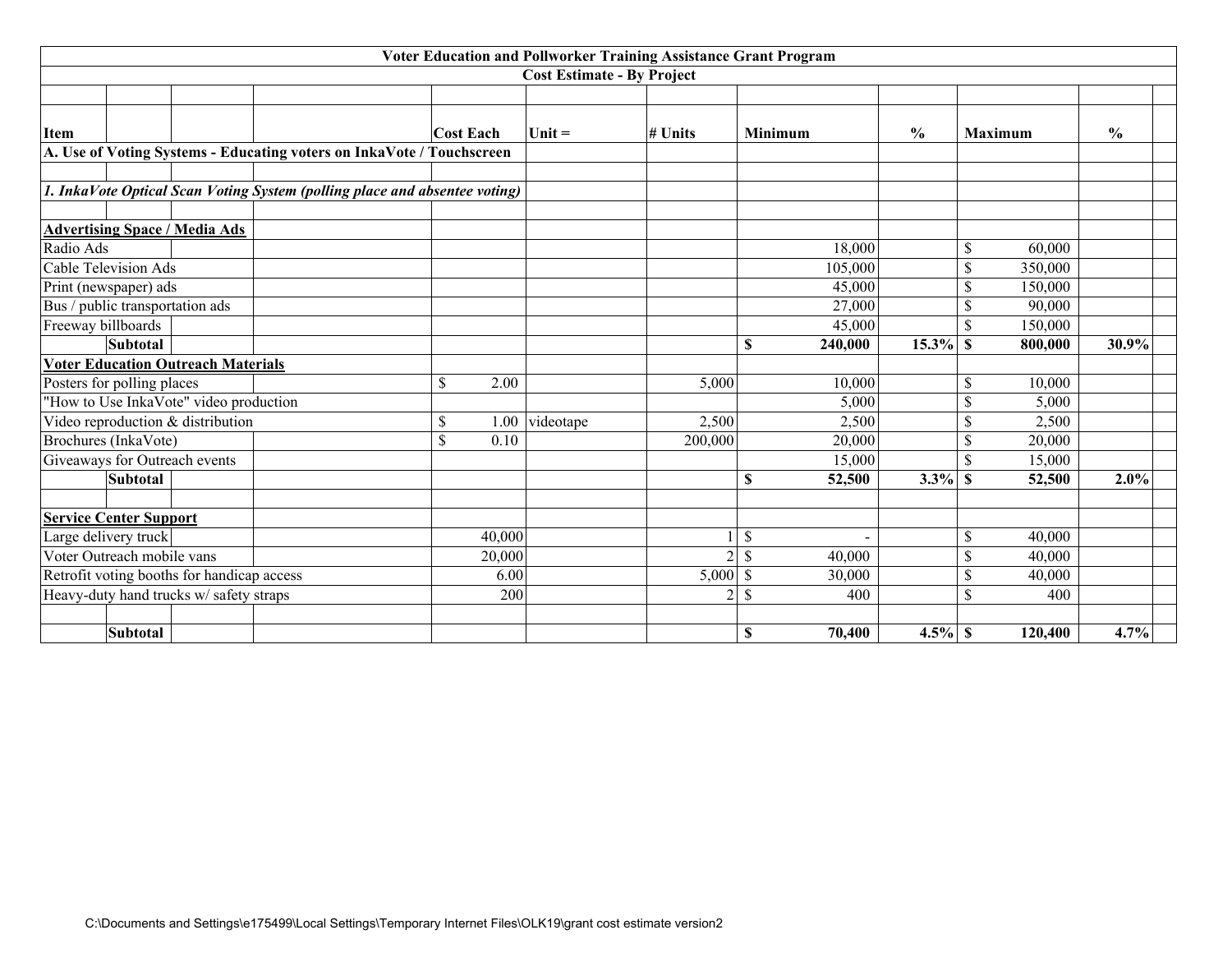| Voter Education and Pollworker Training Assistance Grant Program | | | | | | |
|---|---|---|---|---|---|---|
| Cost Estimate - By Project | | | | | | |
| **Item** | **Cost Each** | **Unit =** | **# Units** | **Minimum** | **%** | **Maximum** | **%** |
| **A. Use of Voting Systems - Educating voters on InkaVote / Touchscreen** | | | | | | | |
| ***1. InkaVote Optical Scan Voting System (polling place and absentee voting)*** | | | | | | | |
| **Advertising Space / Media Ads** | | | | | | | |
| Radio Ads | | | | 18,000 | | $ 60,000 | |
| Cable Television Ads | | | | 105,000 | | $ 350,000 | |
| Print (newspaper) ads | | | | 45,000 | | $ 150,000 | |
| Bus / public transportation ads | | | | 27,000 | | $ 90,000 | |
| Freeway billboards | | | | 45,000 | | $ 150,000 | |
| **Subtotal** | | | | **$ 240,000** | **15.3%** | **$ 800,000** | **30.9%** |
| **Voter Education Outreach Materials** | | | | | | | |
| Posters for polling places | $ 2.00 | | 5,000 | 10,000 | | $ 10,000 | |
| "How to Use InkaVote" video production | | | | 5,000 | | $ 5,000 | |
| Video reproduction & distribution | $ 1.00 | videotape | 2,500 | 2,500 | | $ 2,500 | |
| Brochures (InkaVote) | $ 0.10 | | 200,000 | 20,000 | | $ 20,000 | |
| Giveaways for Outreach events | | | | 15,000 | | $ 15,000 | |
| **Subtotal** | | | | **$ 52,500** | **3.3%** | **$ 52,500** | **2.0%** |
| **Service Center Support** | | | | | | | |
| Large delivery truck | 40,000 | | 1 | $ - | | $ 40,000 | |
| Voter Outreach mobile vans | 20,000 | | 2 | $ 40,000 | | $ 40,000 | |
| Retrofit voting booths for handicap access | 6.00 | | 5,000 | $ 30,000 | | $ 40,000 | |
| Heavy-duty hand trucks w/ safety straps | 200 | | 2 | $ 400 | | $ 400 | |
| **Subtotal** | | | | **$ 70,400** | **4.5%** | **$ 120,400** | **4.7%** |

C:\Documents and Settings\e175499\Local Settings\Temporary Internet Files\OLK19\grant cost estimate version2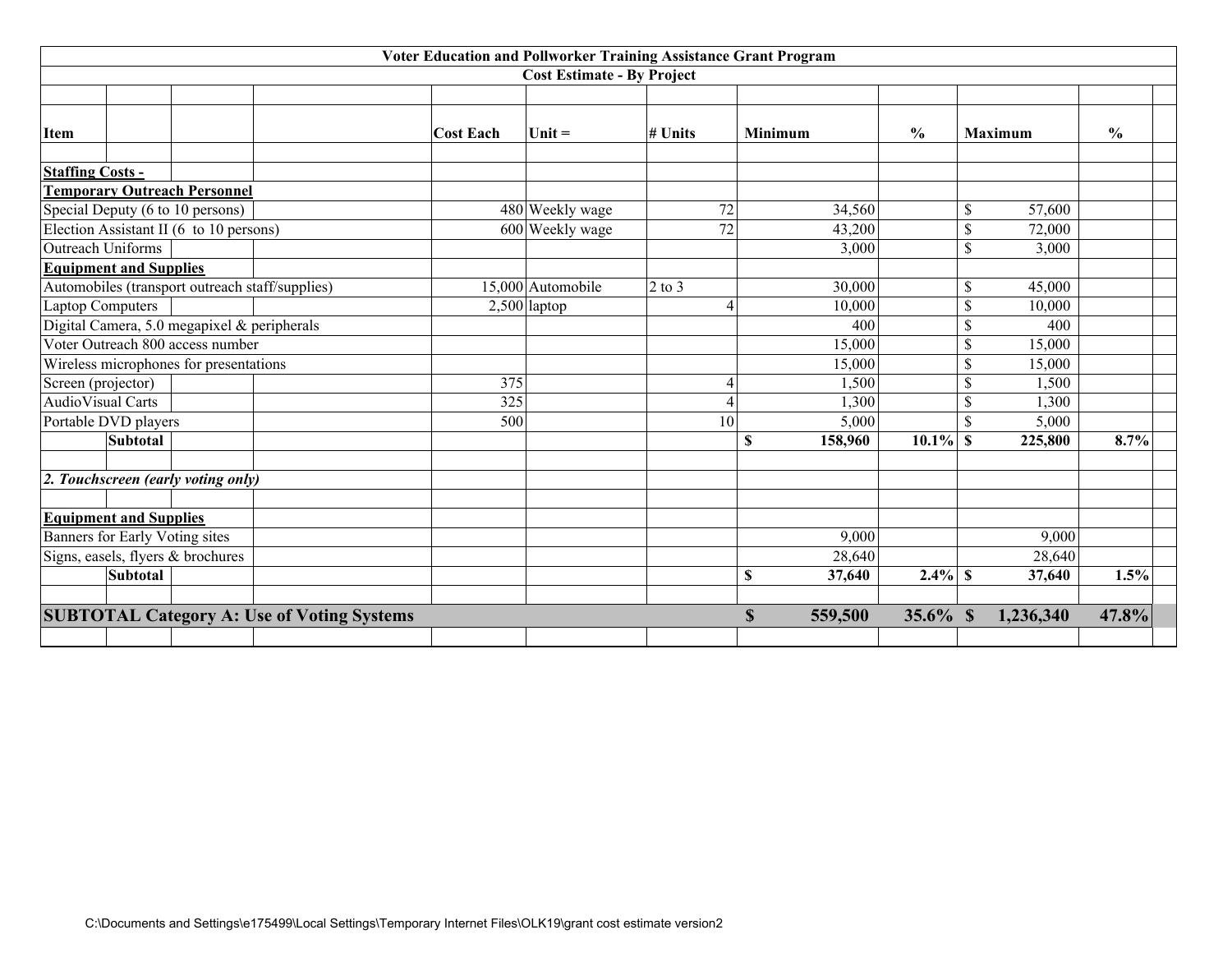| Voter Education and Pollworker Training Assistance Grant Program | | | | | | |
|---|---|---|---|---|---|---|
| **Cost Estimate - By Project** | | | | | | |
| **Item** | **Cost Each** | **Unit =** | **# Units** | **Minimum** | **%** | **Maximum** | **%** |
| **Staffing Costs -** | | | | | | | |
| **Temporary Outreach Personnel** | | | | | | | |
| Special Deputy (6 to 10 persons) | 480 | Weekly wage | 72 | 34,560 | | $ 57,600 | |
| Election Assistant II (6 to 10 persons) | 600 | Weekly wage | 72 | 43,200 | | $ 72,000 | |
| Outreach Uniforms | | | | 3,000 | | $ 3,000 | |
| **Equipment and Supplies** | | | | | | | |
| Automobiles (transport outreach staff/supplies) | 15,000 | Automobile | 2 to 3 | 30,000 | | $ 45,000 | |
| Laptop Computers | 2,500 | laptop | 4 | 10,000 | | $ 10,000 | |
| Digital Camera, 5.0 megapixel & peripherals | | | | 400 | | $ 400 | |
| Voter Outreach 800 access number | | | | 15,000 | | $ 15,000 | |
| Wireless microphones for presentations | | | | 15,000 | | $ 15,000 | |
| Screen (projector) | 375 | | 4 | 1,500 | | $ 1,500 | |
| AudioVisual Carts | 325 | | 4 | 1,300 | | $ 1,300 | |
| Portable DVD players | 500 | | 10 | 5,000 | | $ 5,000 | |
| **Subtotal** | | | | **$ 158,960** | **10.1%** | **$ 225,800** | **8.7%** |
| ***2. Touchscreen (early voting only)*** | | | | | | | |
| **Equipment and Supplies** | | | | | | | |
| Banners for Early Voting sites | | | | 9,000 | | 9,000 | |
| Signs, easels, flyers & brochures | | | | 28,640 | | 28,640 | |
| **Subtotal** | | | | **$ 37,640** | **2.4%** | **$ 37,640** | **1.5%** |
| **SUBTOTAL Category A: Use of Voting Systems** | | | | **$ 559,500** | **35.6%** | **$ 1,236,340** | **47.8%** |

C:\Documents and Settings\e175499\Local Settings\Temporary Internet Files\OLK19\grant cost estimate version2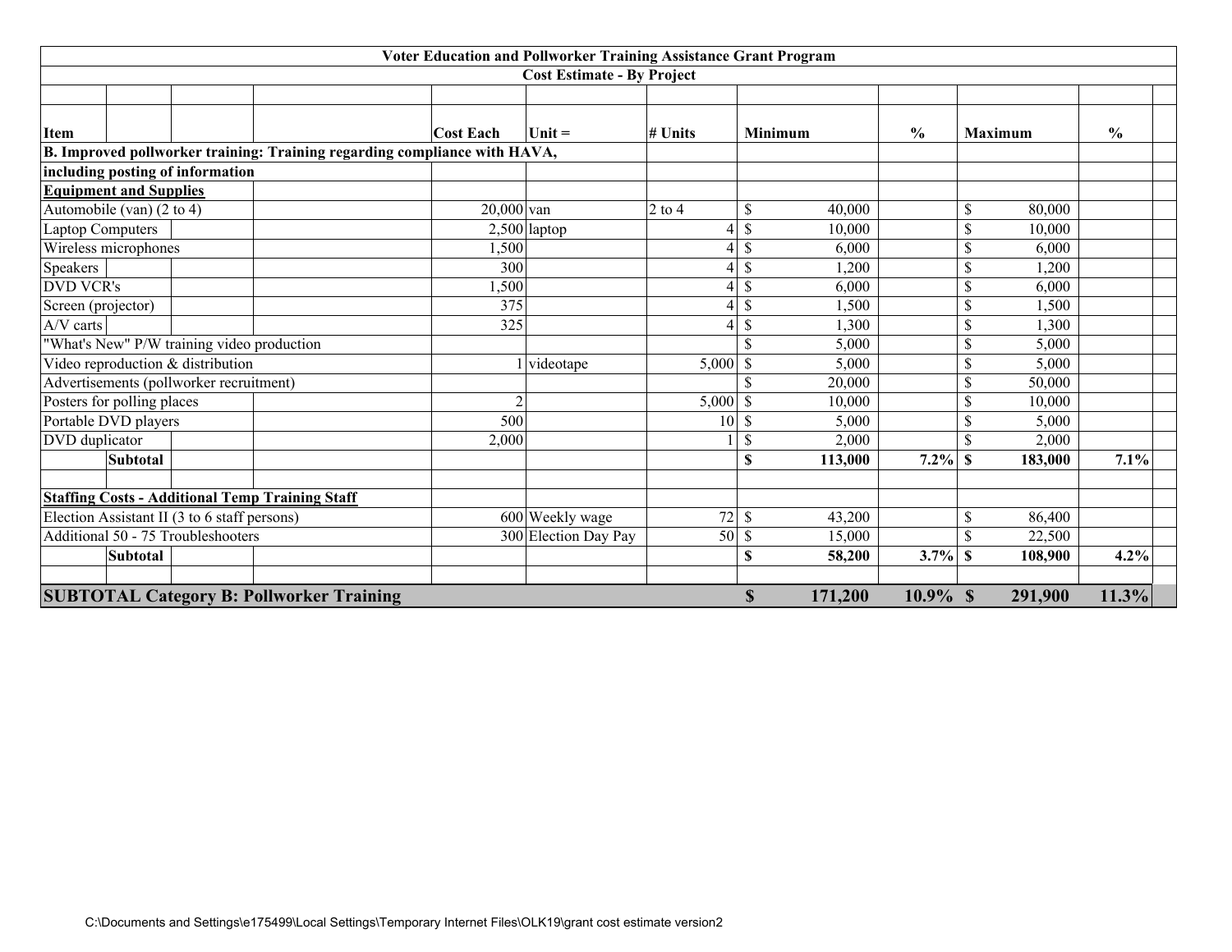**Voter Education and Pollworker Training Assistance Grant Program**

**Cost Estimate - By Project**

| Item | Cost Each | Unit = | # Units | Minimum | % | Maximum | % |
|---|---|---|---|---|---|---|---|
| **B. Improved pollworker training: Training regarding compliance with HAVA, including posting of information** | | | | | | | |
| **Equipment and Supplies** | | | | | | | |
| Automobile (van) (2 to 4) | 20,000 | van | 2 to 4 | $ 40,000 | | $ 80,000 | |
| Laptop Computers | 2,500 | laptop | 4 | $ 10,000 | | $ 10,000 | |
| Wireless microphones | 1,500 | | 4 | $ 6,000 | | $ 6,000 | |
| Speakers | 300 | | 4 | $ 1,200 | | $ 1,200 | |
| DVD VCR's | 1,500 | | 4 | $ 6,000 | | $ 6,000 | |
| Screen (projector) | 375 | | 4 | $ 1,500 | | $ 1,500 | |
| A/V carts | 325 | | 4 | $ 1,300 | | $ 1,300 | |
| "What's New" P/W training video production | | | | $ 5,000 | | $ 5,000 | |
| Video reproduction & distribution | 1 | videotape | 5,000 | $ 5,000 | | $ 5,000 | |
| Advertisements (pollworker recruitment) | | | | $ 20,000 | | $ 50,000 | |
| Posters for polling places | 2 | | 5,000 | $ 10,000 | | $ 10,000 | |
| Portable DVD players | 500 | | 10 | $ 5,000 | | $ 5,000 | |
| DVD duplicator | 2,000 | | 1 | $ 2,000 | | $ 2,000 | |
| **Subtotal** | | | | **$ 113,000** | **7.2%** | **$ 183,000** | **7.1%** |
| | | | | | | | |
| **Staffing Costs - Additional Temp Training Staff** | | | | | | | |
| Election Assistant II (3 to 6 staff persons) | 600 | Weekly wage | 72 | $ 43,200 | | $ 86,400 | |
| Additional 50 - 75 Troubleshooters | 300 | Election Day Pay | 50 | $ 15,000 | | $ 22,500 | |
| **Subtotal** | | | | **$ 58,200** | **3.7%** | **$ 108,900** | **4.2%** |
| | | | | | | | |
| **SUBTOTAL Category B: Pollworker Training** | | | | **$ 171,200** | **10.9%** | **$ 291,900** | **11.3%** |

C:\Documents and Settings\e175499\Local Settings\Temporary Internet Files\OLK19\grant cost estimate version2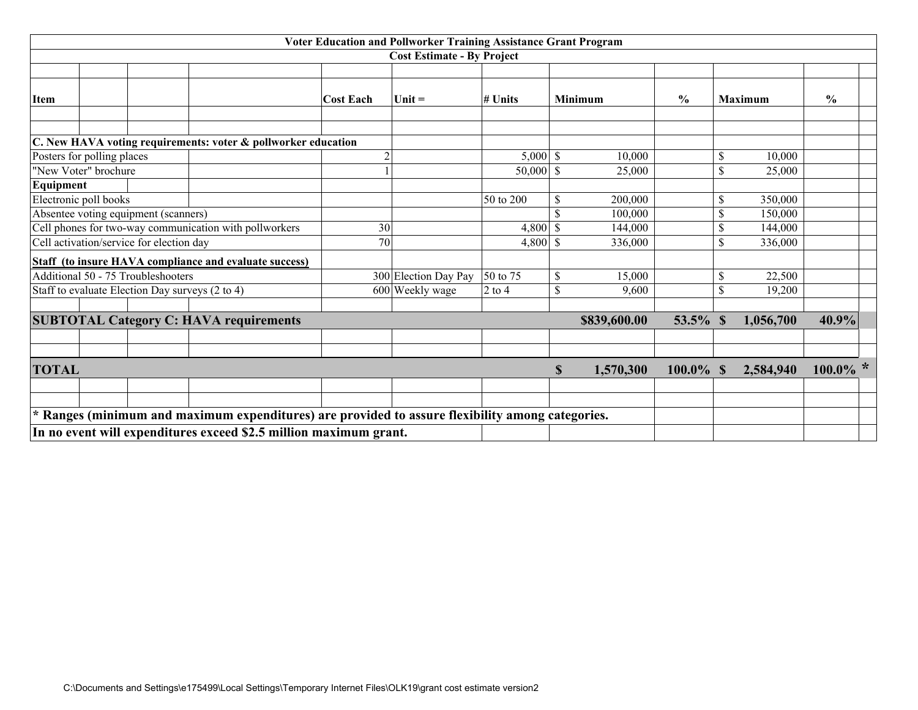| Voter Education and Pollworker Training Assistance Grant Program | | | | | | | |
|---|---|---|---|---|---|---|---|
| Cost Estimate - By Project | | | | | | | |
| **Item** | **Cost Each** | **Unit =** | **# Units** | **Minimum** | **%** | **Maximum** | **%** |
| **C. New HAVA voting requirements: voter & pollworker education** | | | | | | | |
| Posters for polling places | 2 | | 5,000 | $ 10,000 | | $ 10,000 | |
| "New Voter" brochure | 1 | | 50,000 | $ 25,000 | | $ 25,000 | |
| **Equipment** | | | | | | | |
| Electronic poll books | | | 50 to 200 | $ 200,000 | | $ 350,000 | |
| Absentee voting equipment (scanners) | | | | $ 100,000 | | $ 150,000 | |
| Cell phones for two-way communication with pollworkers | 30 | | 4,800 | $ 144,000 | | $ 144,000 | |
| Cell activation/service for election day | 70 | | 4,800 | $ 336,000 | | $ 336,000 | |
| **Staff (to insure HAVA compliance and evaluate success)** | | | | | | | |
| Additional 50 - 75 Troubleshooters | 300 | Election Day Pay | 50 to 75 | $ 15,000 | | $ 22,500 | |
| Staff to evaluate Election Day surveys (2 to 4) | 600 | Weekly wage | 2 to 4 | $ 9,600 | | $ 19,200 | |
| **SUBTOTAL Category C: HAVA requirements** | | | | **$839,600.00** | **53.5%** | **$ 1,056,700** | **40.9%** |
| **TOTAL** | | | | **$ 1,570,300** | **100.0%** | **$ 2,584,940** | **100.0% *** |

**\* Ranges (minimum and maximum expenditures) are provided to assure flexibility among categories.**

**In no event will expenditures exceed $2.5 million maximum grant.**

C:\Documents and Settings\e175499\Local Settings\Temporary Internet Files\OLK19\grant cost estimate version2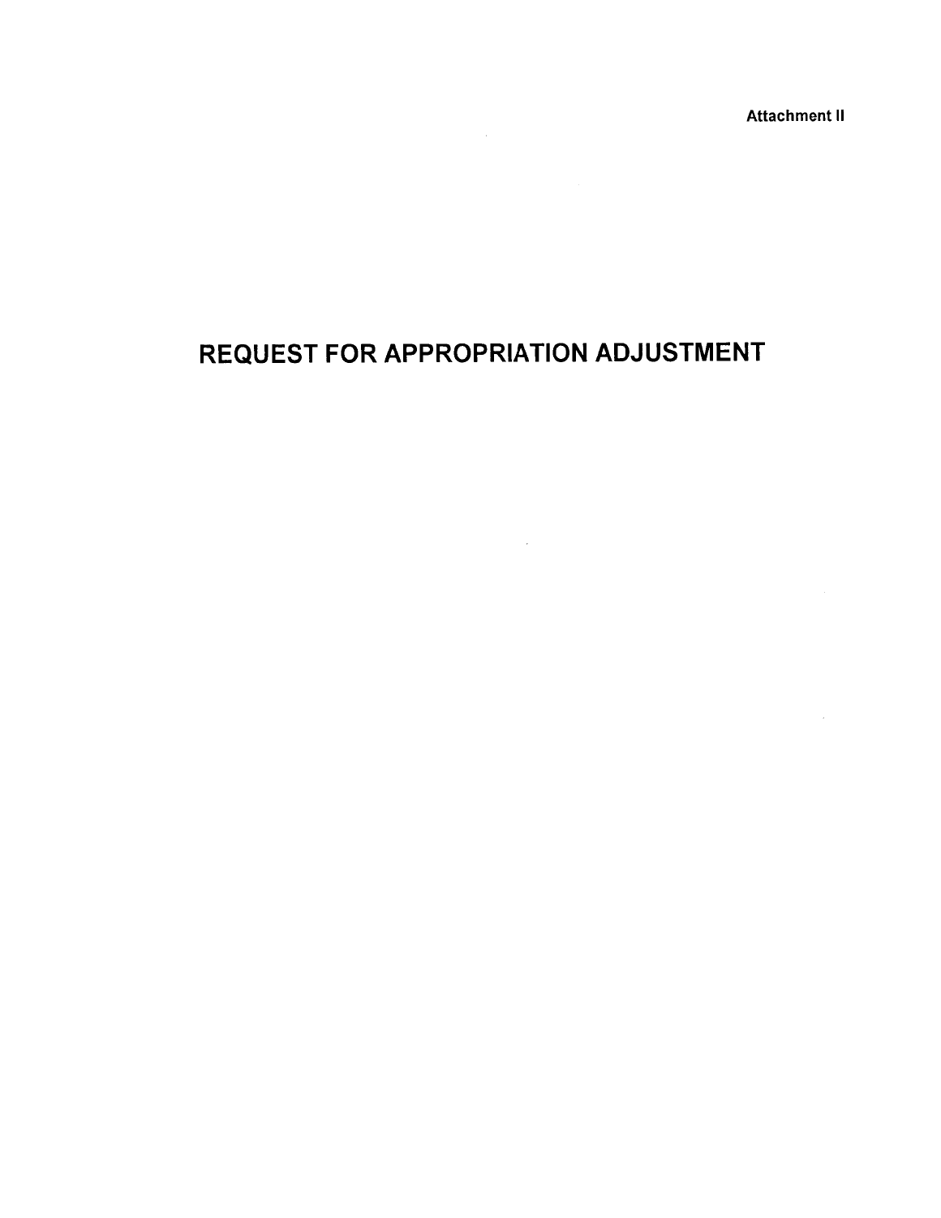Attachment II

# REQUEST FOR APPROPRIATION ADJUSTMENT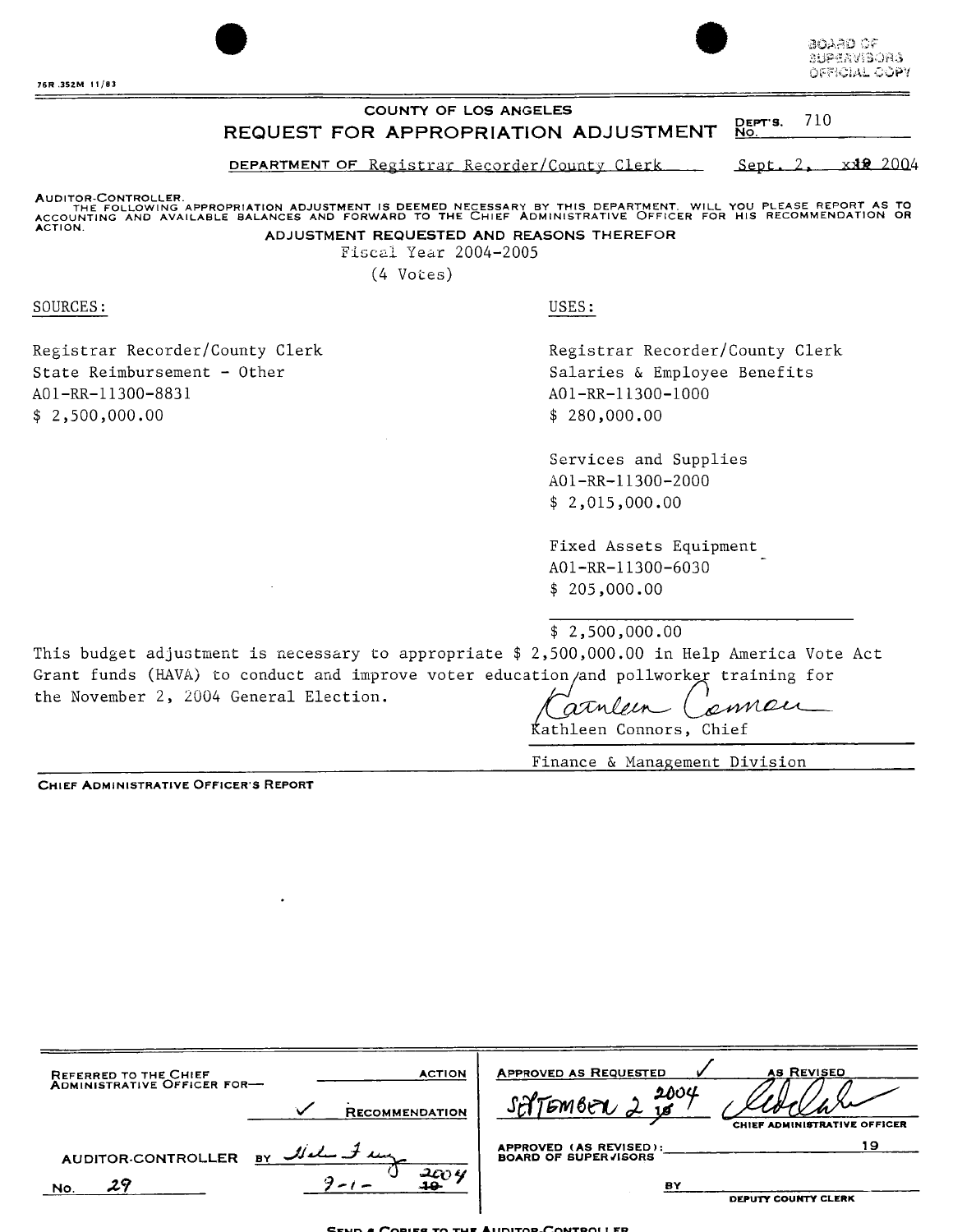76R.352M 11/83

BOARD OF SUPERVISORS OFFICIAL COPY

# COUNTY OF LOS ANGELES

## REQUEST FOR APPROPRIATION ADJUSTMENT

DEPT'S. No. 710

DEPARTMENT OF Registrar Recorder/County Clerk    Sept. 2, 2004

AUDITOR-CONTROLLER.
THE FOLLOWING APPROPRIATION ADJUSTMENT IS DEEMED NECESSARY BY THIS DEPARTMENT. WILL YOU PLEASE REPORT AS TO ACCOUNTING AND AVAILABLE BALANCES AND FORWARD TO THE CHIEF ADMINISTRATIVE OFFICER FOR HIS RECOMMENDATION OR ACTION.

**ADJUSTMENT REQUESTED AND REASONS THEREFOR**

Fiscal Year 2004-2005

(4 Votes)

| SOURCES: | USES: |
|---|---|
| Registrar Recorder/County Clerk<br>State Reimbursement - Other<br>A01-RR-11300-8831<br>$ 2,500,000.00 | Registrar Recorder/County Clerk<br>Salaries & Employee Benefits<br>A01-RR-11300-1000<br>$ 280,000.00 |
| | Services and Supplies<br>A01-RR-11300-2000<br>$ 2,015,000.00 |
| | Fixed Assets Equipment<br>A01-RR-11300-6030<br>$ 205,000.00 |
| | $ 2,500,000.00 |

This budget adjustment is necessary to appropriate $ 2,500,000.00 in Help America Vote Act Grant funds (HAVA) to conduct and improve voter education and pollworker training for the November 2, 2004 General Election.

Kathleen Connors, Chief
Finance & Management Division

CHIEF ADMINISTRATIVE OFFICER'S REPORT

| REFERRED TO THE CHIEF ADMINISTRATIVE OFFICER FOR— | ACTION | APPROVED AS REQUESTED ✓ | AS REVISED |
|---|---|---|---|
| | ✓ RECOMMENDATION | SEPTEMBER 2 2004 | CHIEF ADMINISTRATIVE OFFICER |
| AUDITOR-CONTROLLER BY | | APPROVED (AS REVISED): BOARD OF SUPERVISORS | 19 |
| No. 29 | 9-1-2004 | BY | DEPUTY COUNTY CLERK |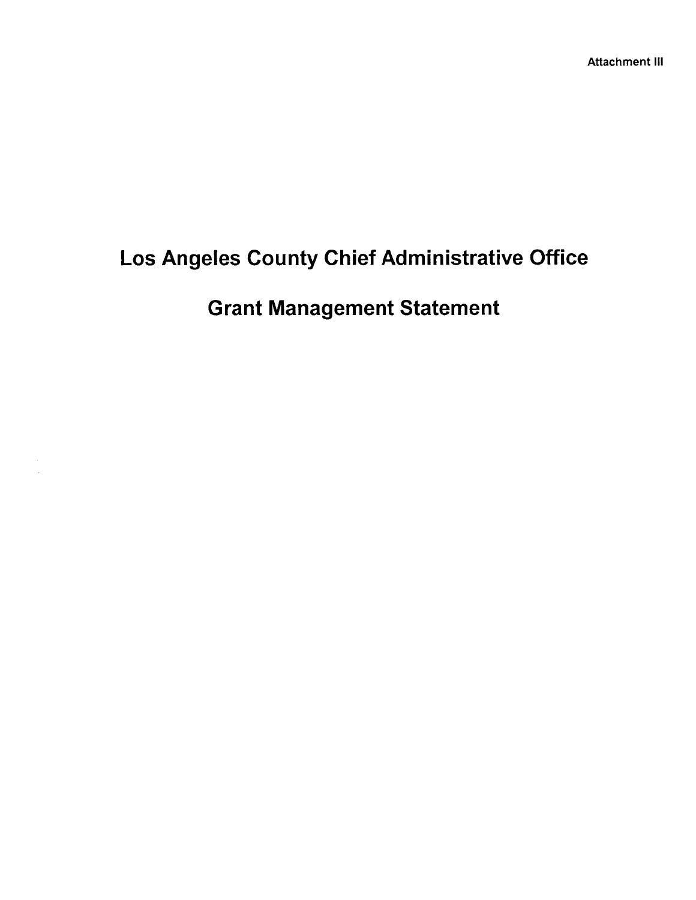Attachment III

# Los Angeles County Chief Administrative Office

# Grant Management Statement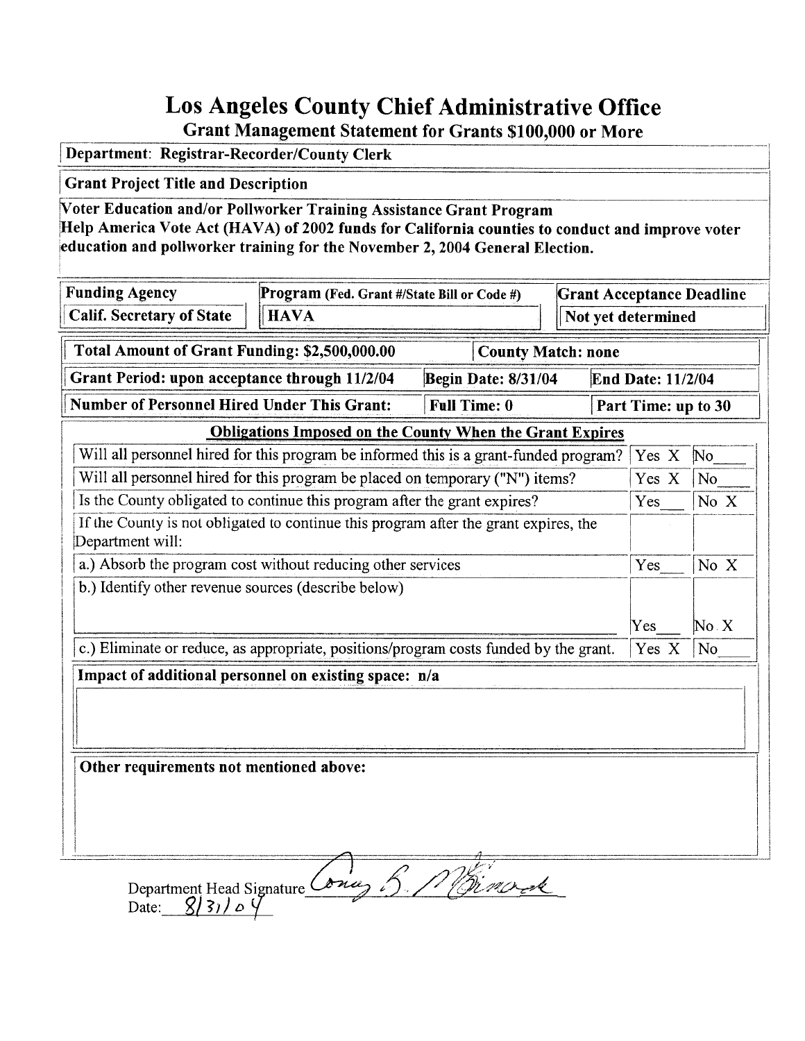# Los Angeles County Chief Administrative Office

## Grant Management Statement for Grants $100,000 or More

**Department**: **Registrar-Recorder/County Clerk**

**Grant Project Title and Description**

**Voter Education and/or Pollworker Training Assistance Grant Program**
**Help America Vote Act (HAVA) of 2002 funds for California counties to conduct and improve voter education and pollworker training for the November 2, 2004 General Election.**

| **Funding Agency** | **Program** (Fed. Grant #/State Bill or Code #) | **Grant Acceptance Deadline** |
|---|---|---|
| **Calif. Secretary of State** | **HAVA** | **Not yet determined** |

| | | |
|---|---|---|
| **Total Amount of Grant Funding: $2,500,000.00** | **County Match: none** | |
| **Grant Period: upon acceptance through 11/2/04** | **Begin Date: 8/31/04** | **End Date: 11/2/04** |
| **Number of Personnel Hired Under This Grant:** | **Full Time: 0** | **Part Time: up to 30** |

**Obligations Imposed on the County When the Grant Expires**

| | | |
|---|---|---|
| Will all personnel hired for this program be informed this is a grant-funded program? | Yes X | No___ |
| Will all personnel hired for this program be placed on temporary ("N") items? | Yes X | No___ |
| Is the County obligated to continue this program after the grant expires? | Yes___ | No X |
| If the County is not obligated to continue this program after the grant expires, the Department will: | | |
| a.) Absorb the program cost without reducing other services | Yes___ | No X |
| b.) Identify other revenue sources (describe below) | Yes___ | No X |
| c.) Eliminate or reduce, as appropriate, positions/program costs funded by the grant. | Yes X | No___ |

**Impact of additional personnel on existing space: n/a**

**Other requirements not mentioned above:**

Department Head Signature ___Conny B. McCormack___
Date: 8/31/04